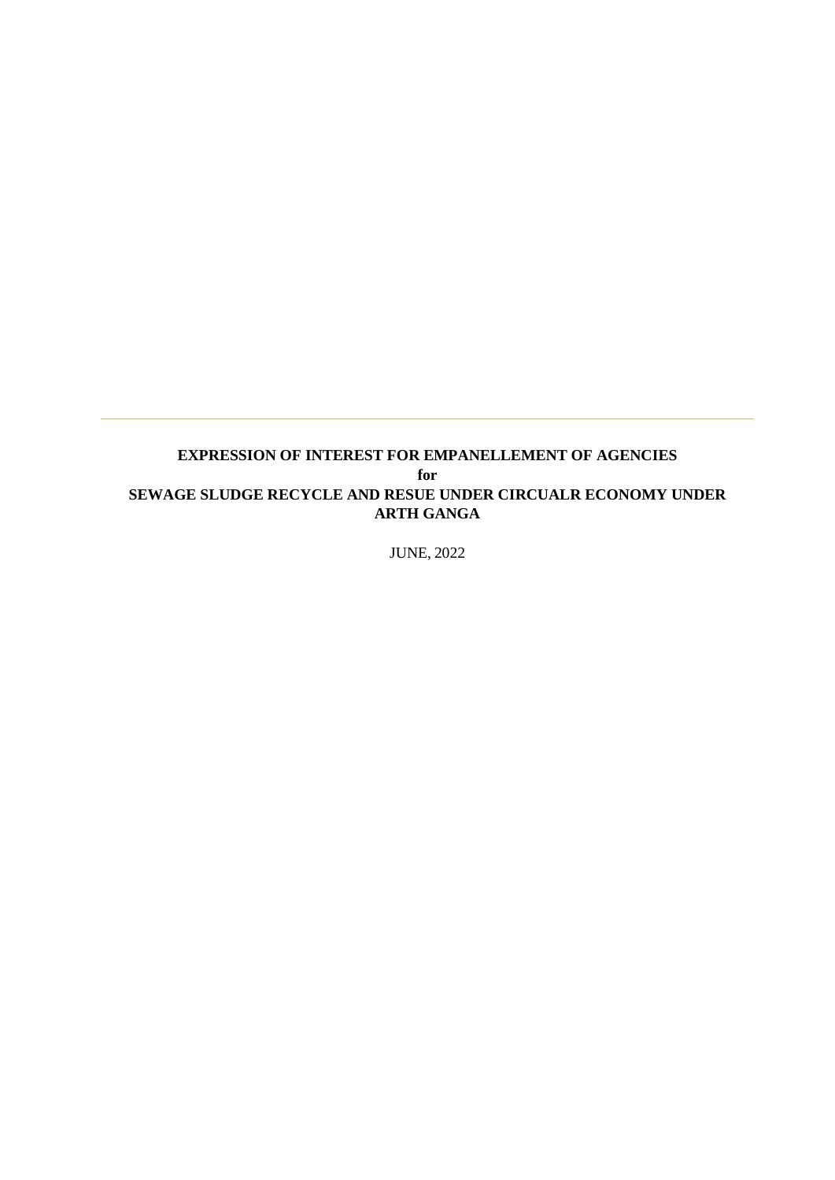---

**EXPRESSION OF INTEREST FOR EMPANELLEMENT OF AGENCIES**

**for**

**SEWAGE SLUDGE RECYCLE AND RESUE UNDER CIRCUALR ECONOMY UNDER ARTH GANGA**

JUNE, 2022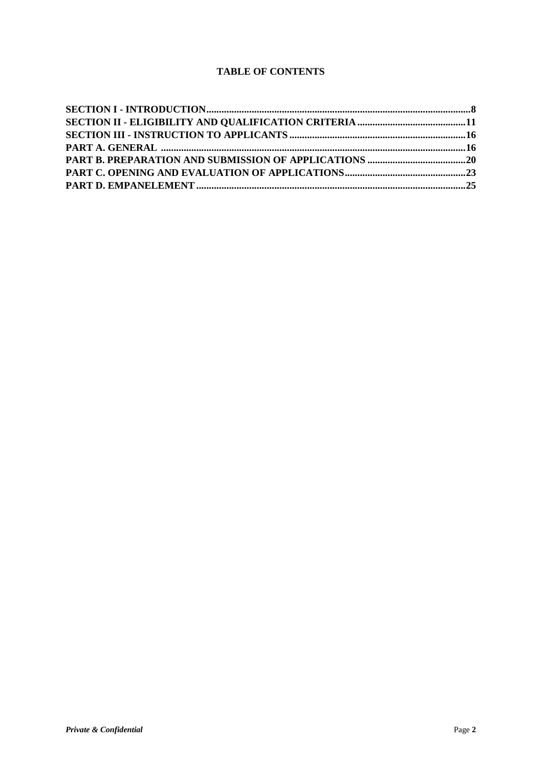**TABLE OF CONTENTS**

**SECTION I - INTRODUCTION........................................................................................................8**
**SECTION II - ELIGIBILITY AND QUALIFICATION CRITERIA...........................................11**
**SECTION III - INSTRUCTION TO APPLICANTS......................................................................16**
**PART A. GENERAL ........................................................................................................................16**
**PART B. PREPARATION AND SUBMISSION OF APPLICATIONS .......................................20**
**PART C. OPENING AND EVALUATION OF APPLICATIONS................................................23**
**PART D. EMPANELEMENT ..........................................................................................................25**

***Private & Confidential***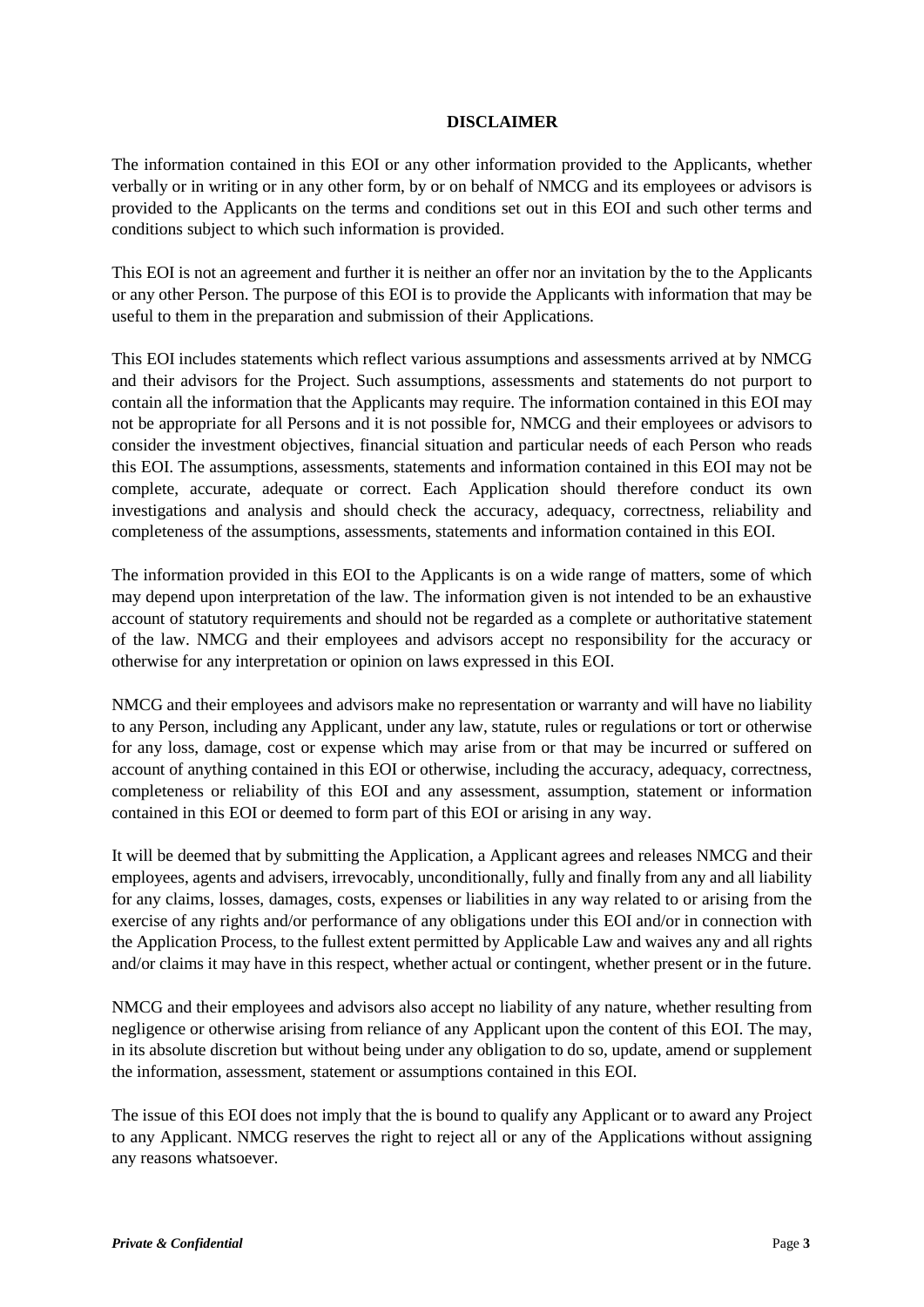## DISCLAIMER

The information contained in this EOI or any other information provided to the Applicants, whether verbally or in writing or in any other form, by or on behalf of NMCG and its employees or advisors is provided to the Applicants on the terms and conditions set out in this EOI and such other terms and conditions subject to which such information is provided.

This EOI is not an agreement and further it is neither an offer nor an invitation by the to the Applicants or any other Person. The purpose of this EOI is to provide the Applicants with information that may be useful to them in the preparation and submission of their Applications.

This EOI includes statements which reflect various assumptions and assessments arrived at by NMCG and their advisors for the Project. Such assumptions, assessments and statements do not purport to contain all the information that the Applicants may require. The information contained in this EOI may not be appropriate for all Persons and it is not possible for, NMCG and their employees or advisors to consider the investment objectives, financial situation and particular needs of each Person who reads this EOI. The assumptions, assessments, statements and information contained in this EOI may not be complete, accurate, adequate or correct. Each Application should therefore conduct its own investigations and analysis and should check the accuracy, adequacy, correctness, reliability and completeness of the assumptions, assessments, statements and information contained in this EOI.

The information provided in this EOI to the Applicants is on a wide range of matters, some of which may depend upon interpretation of the law. The information given is not intended to be an exhaustive account of statutory requirements and should not be regarded as a complete or authoritative statement of the law. NMCG and their employees and advisors accept no responsibility for the accuracy or otherwise for any interpretation or opinion on laws expressed in this EOI.

NMCG and their employees and advisors make no representation or warranty and will have no liability to any Person, including any Applicant, under any law, statute, rules or regulations or tort or otherwise for any loss, damage, cost or expense which may arise from or that may be incurred or suffered on account of anything contained in this EOI or otherwise, including the accuracy, adequacy, correctness, completeness or reliability of this EOI and any assessment, assumption, statement or information contained in this EOI or deemed to form part of this EOI or arising in any way.

It will be deemed that by submitting the Application, a Applicant agrees and releases NMCG and their employees, agents and advisers, irrevocably, unconditionally, fully and finally from any and all liability for any claims, losses, damages, costs, expenses or liabilities in any way related to or arising from the exercise of any rights and/or performance of any obligations under this EOI and/or in connection with the Application Process, to the fullest extent permitted by Applicable Law and waives any and all rights and/or claims it may have in this respect, whether actual or contingent, whether present or in the future.

NMCG and their employees and advisors also accept no liability of any nature, whether resulting from negligence or otherwise arising from reliance of any Applicant upon the content of this EOI. The may, in its absolute discretion but without being under any obligation to do so, update, amend or supplement the information, assessment, statement or assumptions contained in this EOI.

The issue of this EOI does not imply that the is bound to qualify any Applicant or to award any Project to any Applicant. NMCG reserves the right to reject all or any of the Applications without assigning any reasons whatsoever.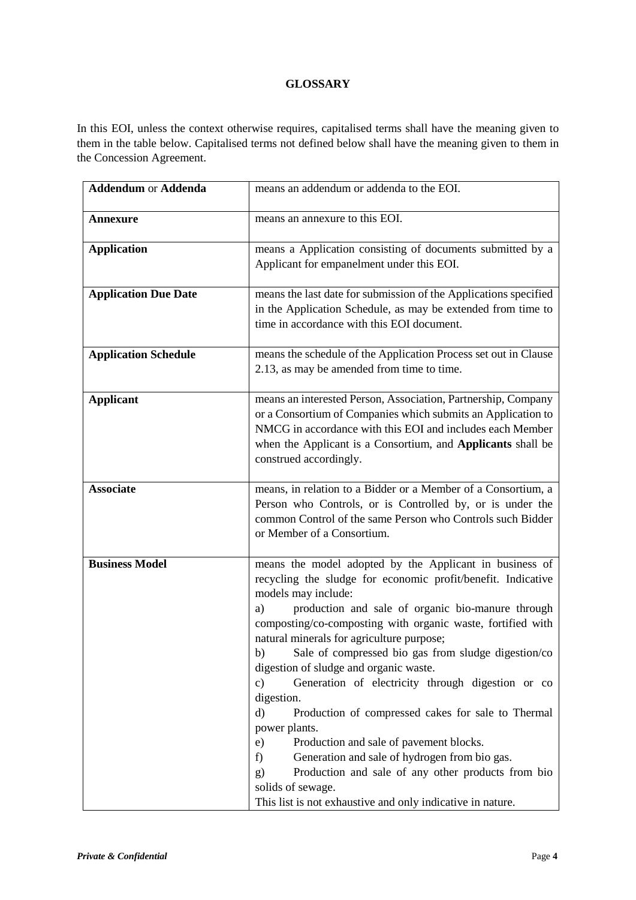# GLOSSARY

In this EOI, unless the context otherwise requires, capitalised terms shall have the meaning given to them in the table below. Capitalised terms not defined below shall have the meaning given to them in the Concession Agreement.

| | |
|---|---|
| **Addendum** or **Addenda** | means an addendum or addenda to the EOI. |
| **Annexure** | means an annexure to this EOI. |
| **Application** | means a Application consisting of documents submitted by a Applicant for empanelment under this EOI. |
| **Application Due Date** | means the last date for submission of the Applications specified in the Application Schedule, as may be extended from time to time in accordance with this EOI document. |
| **Application Schedule** | means the schedule of the Application Process set out in Clause 2.13, as may be amended from time to time. |
| **Applicant** | means an interested Person, Association, Partnership, Company or a Consortium of Companies which submits an Application to NMCG in accordance with this EOI and includes each Member when the Applicant is a Consortium, and **Applicants** shall be construed accordingly. |
| **Associate** | means, in relation to a Bidder or a Member of a Consortium, a Person who Controls, or is Controlled by, or is under the common Control of the same Person who Controls such Bidder or Member of a Consortium. |
| **Business Model** | means the model adopted by the Applicant in business of recycling the sludge for economic profit/benefit. Indicative models may include:<br>a) production and sale of organic bio-manure through composting/co-composting with organic waste, fortified with natural minerals for agriculture purpose;<br>b) Sale of compressed bio gas from sludge digestion/co digestion of sludge and organic waste.<br>c) Generation of electricity through digestion or co digestion.<br>d) Production of compressed cakes for sale to Thermal power plants.<br>e) Production and sale of pavement blocks.<br>f) Generation and sale of hydrogen from bio gas.<br>g) Production and sale of any other products from bio solids of sewage.<br>This list is not exhaustive and only indicative in nature. |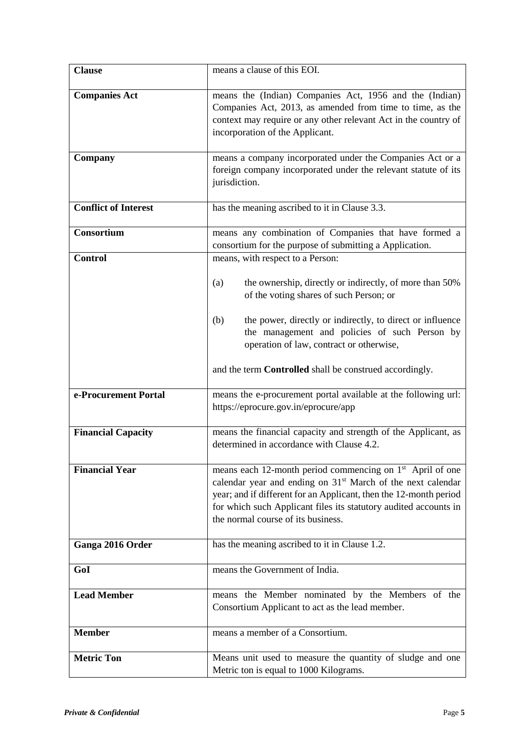| | |
|---|---|
| **Clause** | means a clause of this EOI. |
| **Companies Act** | means the (Indian) Companies Act, 1956 and the (Indian) Companies Act, 2013, as amended from time to time, as the context may require or any other relevant Act in the country of incorporation of the Applicant. |
| **Company** | means a company incorporated under the Companies Act or a foreign company incorporated under the relevant statute of its jurisdiction. |
| **Conflict of Interest** | has the meaning ascribed to it in Clause 3.3. |
| **Consortium** | means any combination of Companies that have formed a consortium for the purpose of submitting a Application. |
| **Control** | means, with respect to a Person:<br><br>(a) the ownership, directly or indirectly, of more than 50% of the voting shares of such Person; or<br><br>(b) the power, directly or indirectly, to direct or influence the management and policies of such Person by operation of law, contract or otherwise,<br><br>and the term **Controlled** shall be construed accordingly. |
| **e-Procurement Portal** | means the e-procurement portal available at the following url: https://eprocure.gov.in/eprocure/app |
| **Financial Capacity** | means the financial capacity and strength of the Applicant, as determined in accordance with Clause 4.2. |
| **Financial Year** | means each 12-month period commencing on 1st April of one calendar year and ending on 31st March of the next calendar year; and if different for an Applicant, then the 12-month period for which such Applicant files its statutory audited accounts in the normal course of its business. |
| **Ganga 2016 Order** | has the meaning ascribed to it in Clause 1.2. |
| **GoI** | means the Government of India. |
| **Lead Member** | means the Member nominated by the Members of the Consortium Applicant to act as the lead member. |
| **Member** | means a member of a Consortium. |
| **Metric Ton** | Means unit used to measure the quantity of sludge and one Metric ton is equal to 1000 Kilograms. |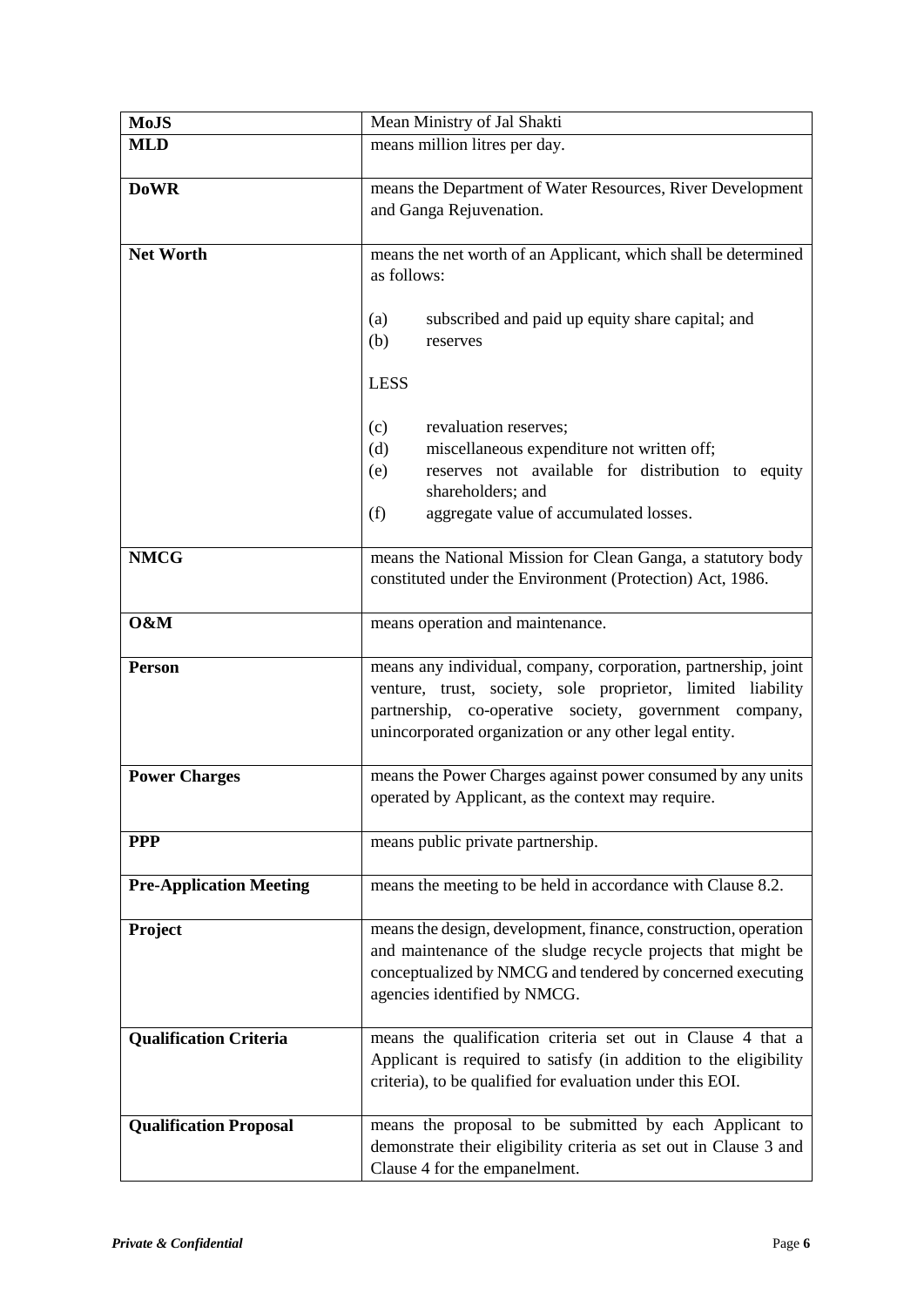| | |
|---|---|
| **MoJS** | Mean Ministry of Jal Shakti |
| **MLD** | means million litres per day. |
| **DoWR** | means the Department of Water Resources, River Development and Ganga Rejuvenation. |
| **Net Worth** | means the net worth of an Applicant, which shall be determined as follows:<br><br>(a) subscribed and paid up equity share capital; and<br>(b) reserves<br><br>LESS<br><br>(c) revaluation reserves;<br>(d) miscellaneous expenditure not written off;<br>(e) reserves not available for distribution to equity shareholders; and<br>(f) aggregate value of accumulated losses. |
| **NMCG** | means the National Mission for Clean Ganga, a statutory body constituted under the Environment (Protection) Act, 1986. |
| **O&M** | means operation and maintenance. |
| **Person** | means any individual, company, corporation, partnership, joint venture, trust, society, sole proprietor, limited liability partnership, co-operative society, government company, unincorporated organization or any other legal entity. |
| **Power Charges** | means the Power Charges against power consumed by any units operated by Applicant, as the context may require. |
| **PPP** | means public private partnership. |
| **Pre-Application Meeting** | means the meeting to be held in accordance with Clause 8.2. |
| **Project** | means the design, development, finance, construction, operation and maintenance of the sludge recycle projects that might be conceptualized by NMCG and tendered by concerned executing agencies identified by NMCG. |
| **Qualification Criteria** | means the qualification criteria set out in Clause 4 that a Applicant is required to satisfy (in addition to the eligibility criteria), to be qualified for evaluation under this EOI. |
| **Qualification Proposal** | means the proposal to be submitted by each Applicant to demonstrate their eligibility criteria as set out in Clause 3 and Clause 4 for the empanelment. |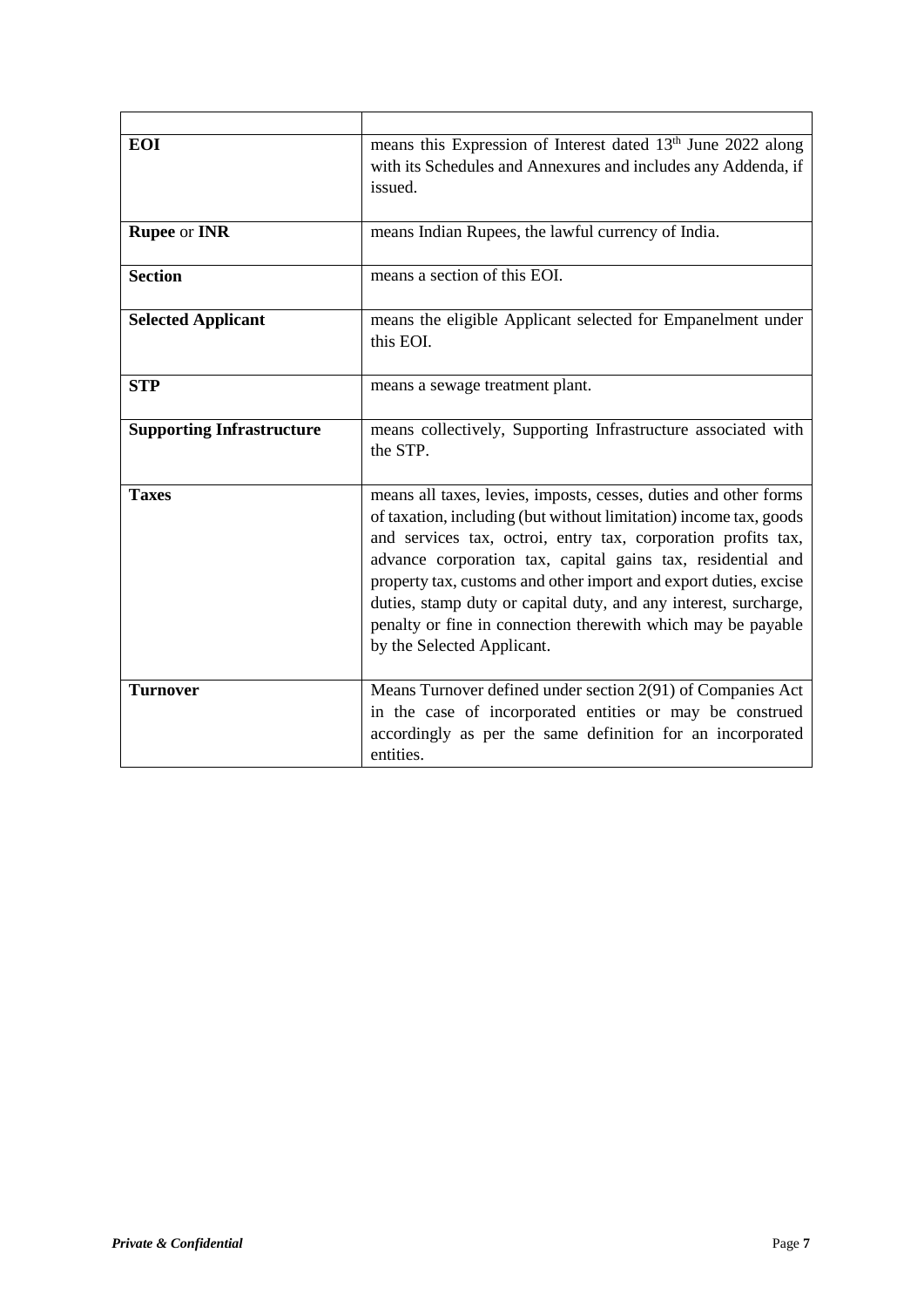| | |
|---|---|
| **EOI** | means this Expression of Interest dated 13th June 2022 along with its Schedules and Annexures and includes any Addenda, if issued. |
| **Rupee** or **INR** | means Indian Rupees, the lawful currency of India. |
| **Section** | means a section of this EOI. |
| **Selected Applicant** | means the eligible Applicant selected for Empanelment under this EOI. |
| **STP** | means a sewage treatment plant. |
| **Supporting Infrastructure** | means collectively, Supporting Infrastructure associated with the STP. |
| **Taxes** | means all taxes, levies, imposts, cesses, duties and other forms of taxation, including (but without limitation) income tax, goods and services tax, octroi, entry tax, corporation profits tax, advance corporation tax, capital gains tax, residential and property tax, customs and other import and export duties, excise duties, stamp duty or capital duty, and any interest, surcharge, penalty or fine in connection therewith which may be payable by the Selected Applicant. |
| **Turnover** | Means Turnover defined under section 2(91) of Companies Act in the case of incorporated entities or may be construed accordingly as per the same definition for an incorporated entities. |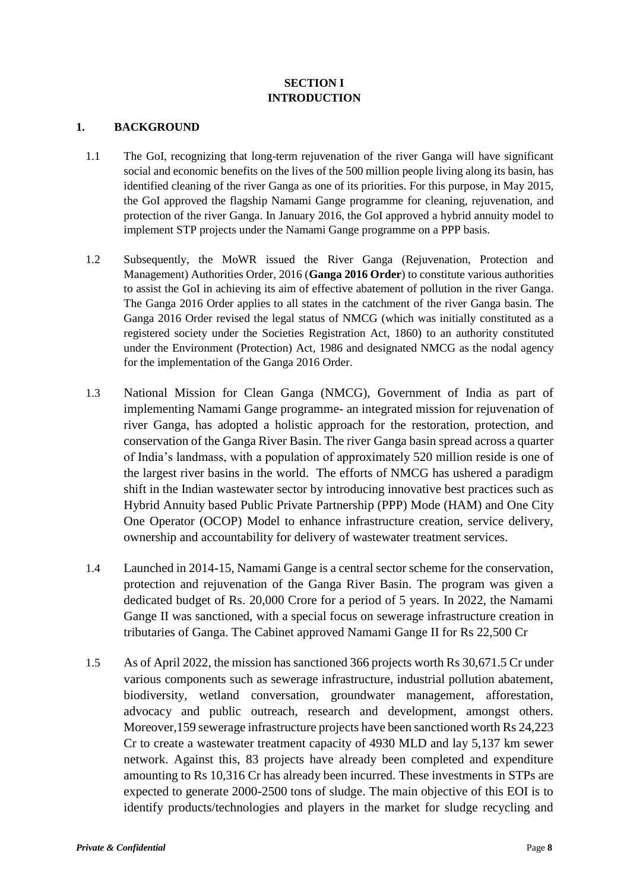# SECTION I
# INTRODUCTION

## 1. BACKGROUND

1.1 The GoI, recognizing that long-term rejuvenation of the river Ganga will have significant social and economic benefits on the lives of the 500 million people living along its basin, has identified cleaning of the river Ganga as one of its priorities. For this purpose, in May 2015, the GoI approved the flagship Namami Gange programme for cleaning, rejuvenation, and protection of the river Ganga. In January 2016, the GoI approved a hybrid annuity model to implement STP projects under the Namami Gange programme on a PPP basis.

1.2 Subsequently, the MoWR issued the River Ganga (Rejuvenation, Protection and Management) Authorities Order, 2016 (**Ganga 2016 Order**) to constitute various authorities to assist the GoI in achieving its aim of effective abatement of pollution in the river Ganga. The Ganga 2016 Order applies to all states in the catchment of the river Ganga basin. The Ganga 2016 Order revised the legal status of NMCG (which was initially constituted as a registered society under the Societies Registration Act, 1860) to an authority constituted under the Environment (Protection) Act, 1986 and designated NMCG as the nodal agency for the implementation of the Ganga 2016 Order.

1.3 National Mission for Clean Ganga (NMCG), Government of India as part of implementing Namami Gange programme- an integrated mission for rejuvenation of river Ganga, has adopted a holistic approach for the restoration, protection, and conservation of the Ganga River Basin. The river Ganga basin spread across a quarter of India's landmass, with a population of approximately 520 million reside is one of the largest river basins in the world. The efforts of NMCG has ushered a paradigm shift in the Indian wastewater sector by introducing innovative best practices such as Hybrid Annuity based Public Private Partnership (PPP) Mode (HAM) and One City One Operator (OCOP) Model to enhance infrastructure creation, service delivery, ownership and accountability for delivery of wastewater treatment services.

1.4 Launched in 2014-15, Namami Gange is a central sector scheme for the conservation, protection and rejuvenation of the Ganga River Basin. The program was given a dedicated budget of Rs. 20,000 Crore for a period of 5 years. In 2022, the Namami Gange II was sanctioned, with a special focus on sewerage infrastructure creation in tributaries of Ganga. The Cabinet approved Namami Gange II for Rs 22,500 Cr

1.5 As of April 2022, the mission has sanctioned 366 projects worth Rs 30,671.5 Cr under various components such as sewerage infrastructure, industrial pollution abatement, biodiversity, wetland conversation, groundwater management, afforestation, advocacy and public outreach, research and development, amongst others. Moreover,159 sewerage infrastructure projects have been sanctioned worth Rs 24,223 Cr to create a wastewater treatment capacity of 4930 MLD and lay 5,137 km sewer network. Against this, 83 projects have already been completed and expenditure amounting to Rs 10,316 Cr has already been incurred. These investments in STPs are expected to generate 2000-2500 tons of sludge. The main objective of this EOI is to identify products/technologies and players in the market for sludge recycling and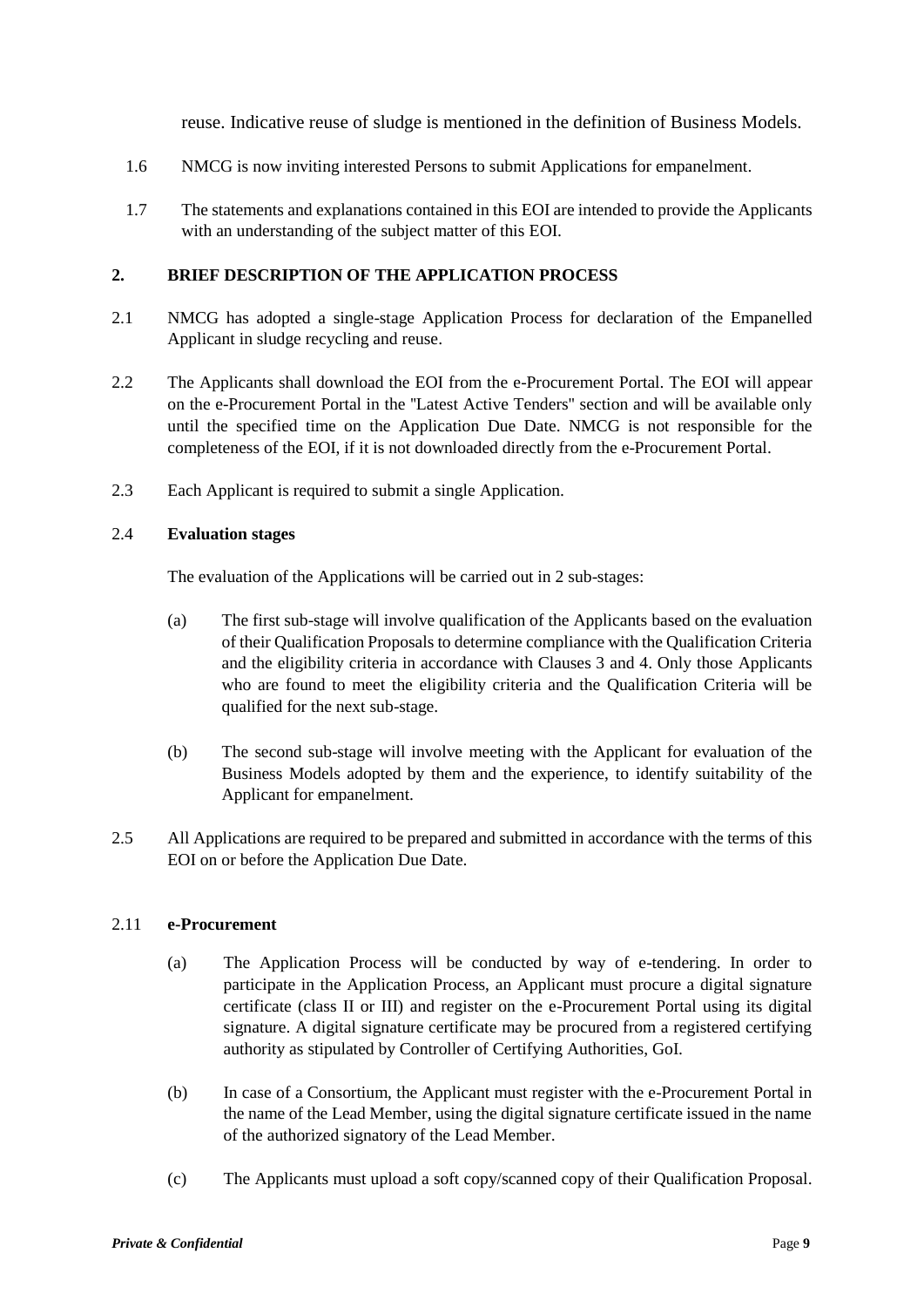reuse. Indicative reuse of sludge is mentioned in the definition of Business Models.

1.6 NMCG is now inviting interested Persons to submit Applications for empanelment.

1.7 The statements and explanations contained in this EOI are intended to provide the Applicants with an understanding of the subject matter of this EOI.

## 2. BRIEF DESCRIPTION OF THE APPLICATION PROCESS

2.1 NMCG has adopted a single-stage Application Process for declaration of the Empanelled Applicant in sludge recycling and reuse.

2.2 The Applicants shall download the EOI from the e-Procurement Portal. The EOI will appear on the e-Procurement Portal in the "Latest Active Tenders" section and will be available only until the specified time on the Application Due Date. NMCG is not responsible for the completeness of the EOI, if it is not downloaded directly from the e-Procurement Portal.

2.3 Each Applicant is required to submit a single Application.

2.4 **Evaluation stages**

The evaluation of the Applications will be carried out in 2 sub-stages:

(a) The first sub-stage will involve qualification of the Applicants based on the evaluation of their Qualification Proposals to determine compliance with the Qualification Criteria and the eligibility criteria in accordance with Clauses 3 and 4. Only those Applicants who are found to meet the eligibility criteria and the Qualification Criteria will be qualified for the next sub-stage.

(b) The second sub-stage will involve meeting with the Applicant for evaluation of the Business Models adopted by them and the experience, to identify suitability of the Applicant for empanelment.

2.5 All Applications are required to be prepared and submitted in accordance with the terms of this EOI on or before the Application Due Date.

2.11 **e-Procurement**

(a) The Application Process will be conducted by way of e-tendering. In order to participate in the Application Process, an Applicant must procure a digital signature certificate (class II or III) and register on the e-Procurement Portal using its digital signature. A digital signature certificate may be procured from a registered certifying authority as stipulated by Controller of Certifying Authorities, GoI.

(b) In case of a Consortium, the Applicant must register with the e-Procurement Portal in the name of the Lead Member, using the digital signature certificate issued in the name of the authorized signatory of the Lead Member.

(c) The Applicants must upload a soft copy/scanned copy of their Qualification Proposal.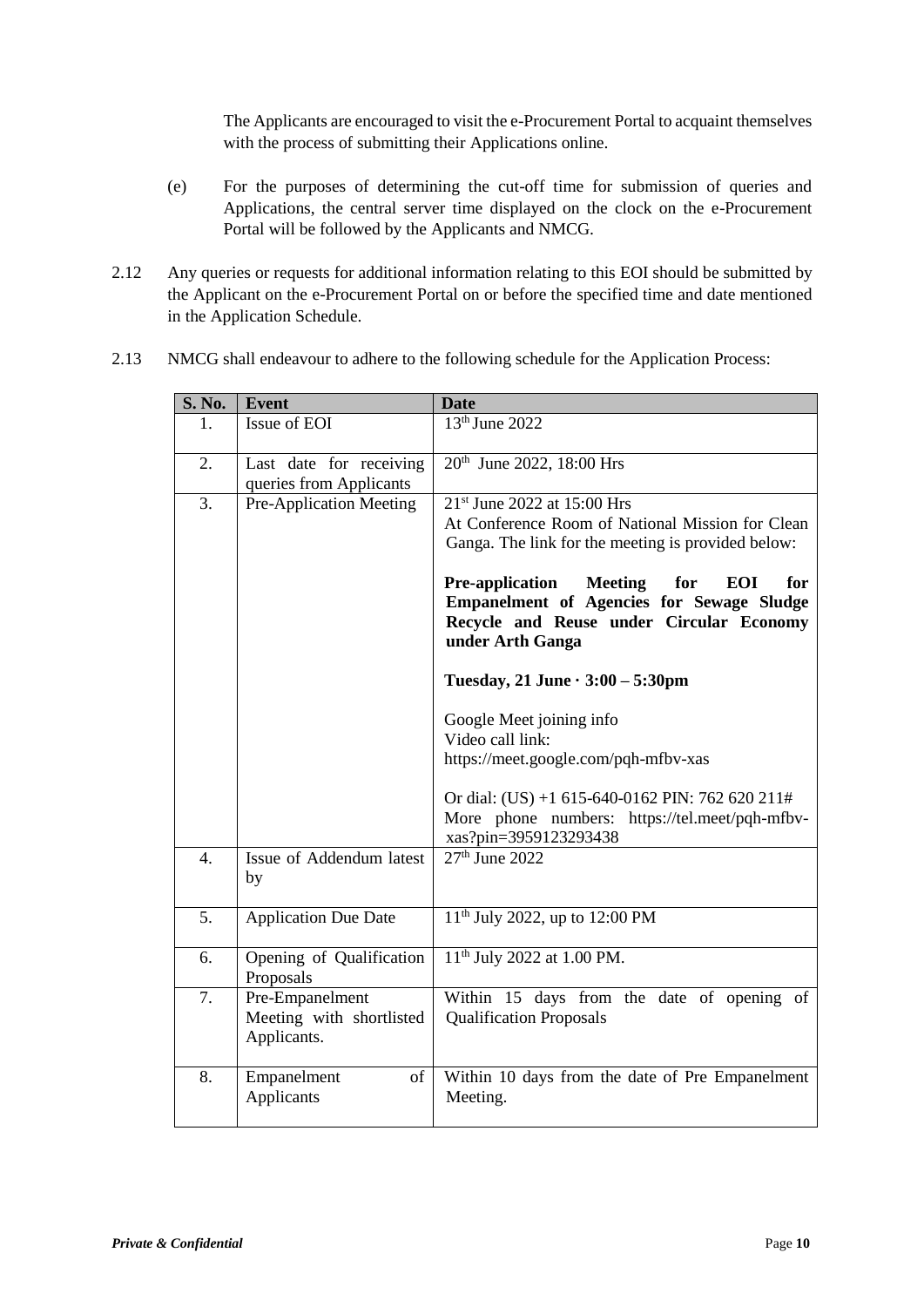The Applicants are encouraged to visit the e-Procurement Portal to acquaint themselves with the process of submitting their Applications online.

(e) For the purposes of determining the cut-off time for submission of queries and Applications, the central server time displayed on the clock on the e-Procurement Portal will be followed by the Applicants and NMCG.

2.12 Any queries or requests for additional information relating to this EOI should be submitted by the Applicant on the e-Procurement Portal on or before the specified time and date mentioned in the Application Schedule.

2.13 NMCG shall endeavour to adhere to the following schedule for the Application Process:

| S. No. | Event | Date |
|---|---|---|
| 1. | Issue of EOI | 13th June 2022 |
| 2. | Last date for receiving queries from Applicants | 20th June 2022, 18:00 Hrs |
| 3. | Pre-Application Meeting | 21st June 2022 at 15:00 Hrs<br>At Conference Room of National Mission for Clean Ganga. The link for the meeting is provided below:<br><br>**Pre-application Meeting for EOI for Empanelment of Agencies for Sewage Sludge Recycle and Reuse under Circular Economy under Arth Ganga**<br><br>**Tuesday, 21 June · 3:00 – 5:30pm**<br><br>Google Meet joining info<br>Video call link:<br>https://meet.google.com/pqh-mfbv-xas<br><br>Or dial: (US) +1 615-640-0162 PIN: 762 620 211#<br>More phone numbers: https://tel.meet/pqh-mfbv-xas?pin=3959123293438 |
| 4. | Issue of Addendum latest by | 27th June 2022 |
| 5. | Application Due Date | 11th July 2022, up to 12:00 PM |
| 6. | Opening of Qualification Proposals | 11th July 2022 at 1.00 PM. |
| 7. | Pre-Empanelment Meeting with shortlisted Applicants. | Within 15 days from the date of opening of Qualification Proposals |
| 8. | Empanelment of Applicants | Within 10 days from the date of Pre Empanelment Meeting. |

*Private & Confidential*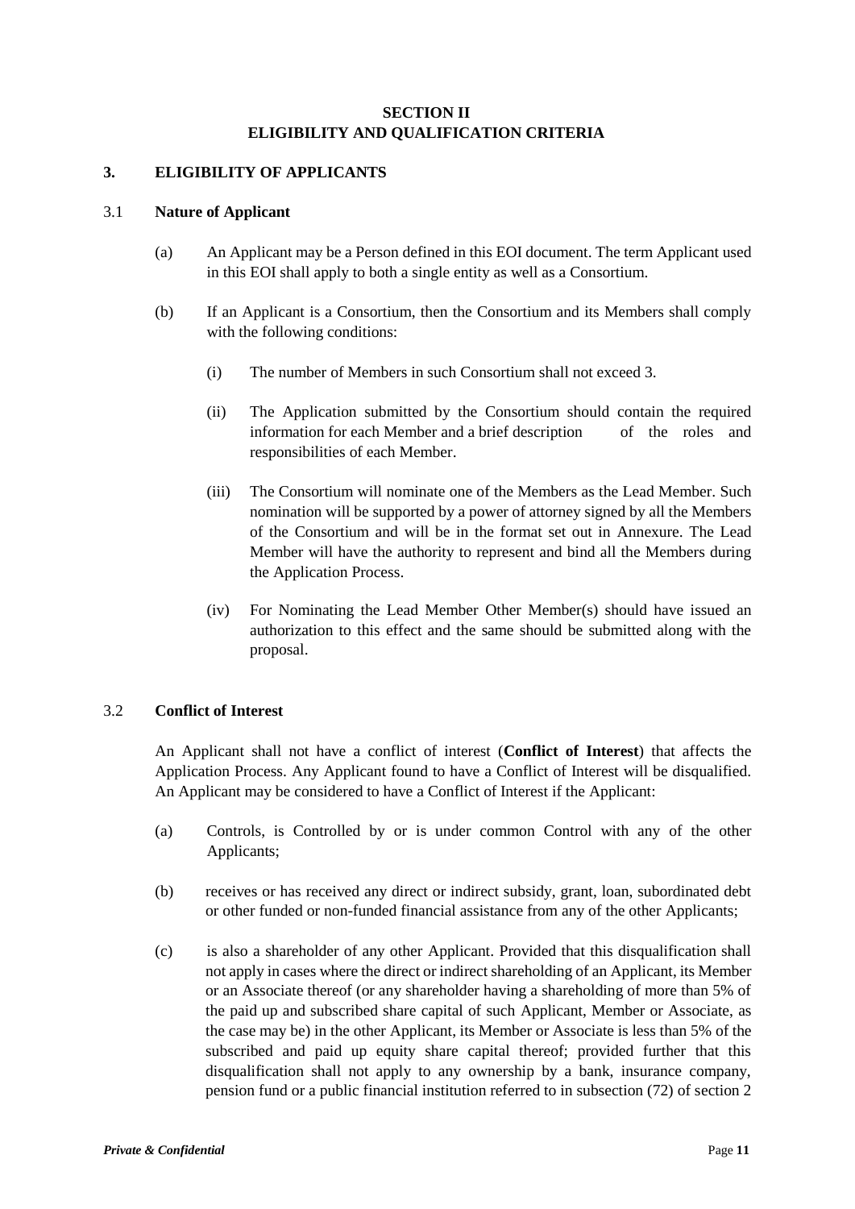## SECTION II
## ELIGIBILITY AND QUALIFICATION CRITERIA

### 3. ELIGIBILITY OF APPLICANTS

#### 3.1 Nature of Applicant

(a) An Applicant may be a Person defined in this EOI document. The term Applicant used in this EOI shall apply to both a single entity as well as a Consortium.

(b) If an Applicant is a Consortium, then the Consortium and its Members shall comply with the following conditions:

(i) The number of Members in such Consortium shall not exceed 3.

(ii) The Application submitted by the Consortium should contain the required information for each Member and a brief description of the roles and responsibilities of each Member.

(iii) The Consortium will nominate one of the Members as the Lead Member. Such nomination will be supported by a power of attorney signed by all the Members of the Consortium and will be in the format set out in Annexure. The Lead Member will have the authority to represent and bind all the Members during the Application Process.

(iv) For Nominating the Lead Member Other Member(s) should have issued an authorization to this effect and the same should be submitted along with the proposal.

#### 3.2 Conflict of Interest

An Applicant shall not have a conflict of interest (**Conflict of Interest**) that affects the Application Process. Any Applicant found to have a Conflict of Interest will be disqualified. An Applicant may be considered to have a Conflict of Interest if the Applicant:

(a) Controls, is Controlled by or is under common Control with any of the other Applicants;

(b) receives or has received any direct or indirect subsidy, grant, loan, subordinated debt or other funded or non-funded financial assistance from any of the other Applicants;

(c) is also a shareholder of any other Applicant. Provided that this disqualification shall not apply in cases where the direct or indirect shareholding of an Applicant, its Member or an Associate thereof (or any shareholder having a shareholding of more than 5% of the paid up and subscribed share capital of such Applicant, Member or Associate, as the case may be) in the other Applicant, its Member or Associate is less than 5% of the subscribed and paid up equity share capital thereof; provided further that this disqualification shall not apply to any ownership by a bank, insurance company, pension fund or a public financial institution referred to in subsection (72) of section 2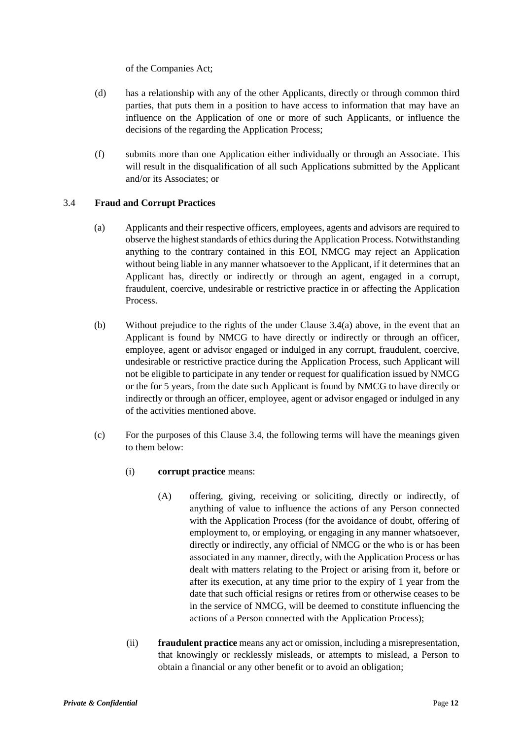of the Companies Act;

(d) has a relationship with any of the other Applicants, directly or through common third parties, that puts them in a position to have access to information that may have an influence on the Application of one or more of such Applicants, or influence the decisions of the regarding the Application Process;

(f) submits more than one Application either individually or through an Associate. This will result in the disqualification of all such Applications submitted by the Applicant and/or its Associates; or

### 3.4 **Fraud and Corrupt Practices**

(a) Applicants and their respective officers, employees, agents and advisors are required to observe the highest standards of ethics during the Application Process. Notwithstanding anything to the contrary contained in this EOI, NMCG may reject an Application without being liable in any manner whatsoever to the Applicant, if it determines that an Applicant has, directly or indirectly or through an agent, engaged in a corrupt, fraudulent, coercive, undesirable or restrictive practice in or affecting the Application Process.

(b) Without prejudice to the rights of the under Clause 3.4(a) above, in the event that an Applicant is found by NMCG to have directly or indirectly or through an officer, employee, agent or advisor engaged or indulged in any corrupt, fraudulent, coercive, undesirable or restrictive practice during the Application Process, such Applicant will not be eligible to participate in any tender or request for qualification issued by NMCG or the for 5 years, from the date such Applicant is found by NMCG to have directly or indirectly or through an officer, employee, agent or advisor engaged or indulged in any of the activities mentioned above.

(c) For the purposes of this Clause 3.4, the following terms will have the meanings given to them below:

(i) **corrupt practice** means:

(A) offering, giving, receiving or soliciting, directly or indirectly, of anything of value to influence the actions of any Person connected with the Application Process (for the avoidance of doubt, offering of employment to, or employing, or engaging in any manner whatsoever, directly or indirectly, any official of NMCG or the who is or has been associated in any manner, directly, with the Application Process or has dealt with matters relating to the Project or arising from it, before or after its execution, at any time prior to the expiry of 1 year from the date that such official resigns or retires from or otherwise ceases to be in the service of NMCG, will be deemed to constitute influencing the actions of a Person connected with the Application Process);

(ii) **fraudulent practice** means any act or omission, including a misrepresentation, that knowingly or recklessly misleads, or attempts to mislead, a Person to obtain a financial or any other benefit or to avoid an obligation;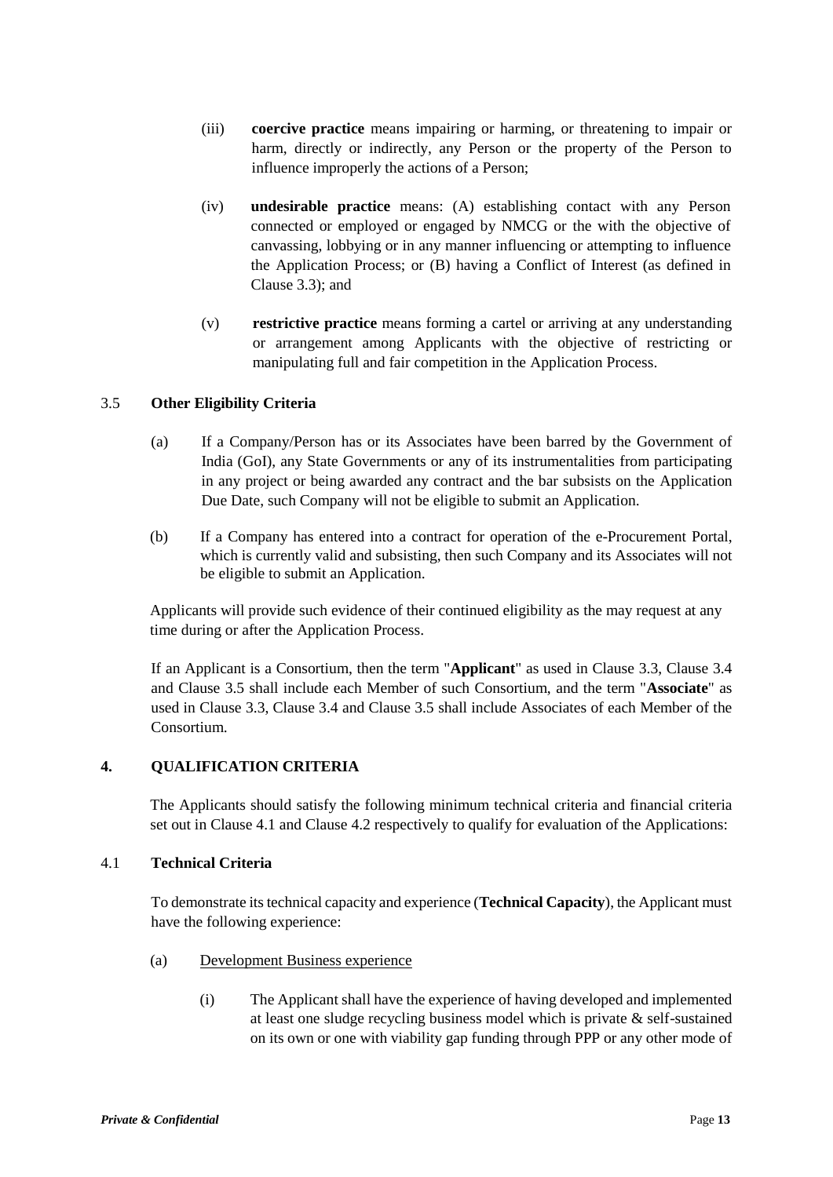(iii) **coercive practice** means impairing or harming, or threatening to impair or harm, directly or indirectly, any Person or the property of the Person to influence improperly the actions of a Person;

(iv) **undesirable practice** means: (A) establishing contact with any Person connected or employed or engaged by NMCG or the with the objective of canvassing, lobbying or in any manner influencing or attempting to influence the Application Process; or (B) having a Conflict of Interest (as defined in Clause 3.3); and

(v) **restrictive practice** means forming a cartel or arriving at any understanding or arrangement among Applicants with the objective of restricting or manipulating full and fair competition in the Application Process.

### 3.5 Other Eligibility Criteria

(a) If a Company/Person has or its Associates have been barred by the Government of India (GoI), any State Governments or any of its instrumentalities from participating in any project or being awarded any contract and the bar subsists on the Application Due Date, such Company will not be eligible to submit an Application.

(b) If a Company has entered into a contract for operation of the e-Procurement Portal, which is currently valid and subsisting, then such Company and its Associates will not be eligible to submit an Application.

Applicants will provide such evidence of their continued eligibility as the may request at any time during or after the Application Process.

If an Applicant is a Consortium, then the term "**Applicant**" as used in Clause 3.3, Clause 3.4 and Clause 3.5 shall include each Member of such Consortium, and the term "**Associate**" as used in Clause 3.3, Clause 3.4 and Clause 3.5 shall include Associates of each Member of the Consortium.

## 4. QUALIFICATION CRITERIA

The Applicants should satisfy the following minimum technical criteria and financial criteria set out in Clause 4.1 and Clause 4.2 respectively to qualify for evaluation of the Applications:

### 4.1 Technical Criteria

To demonstrate its technical capacity and experience (**Technical Capacity**), the Applicant must have the following experience:

(a) Development Business experience

(i) The Applicant shall have the experience of having developed and implemented at least one sludge recycling business model which is private & self-sustained on its own or one with viability gap funding through PPP or any other mode of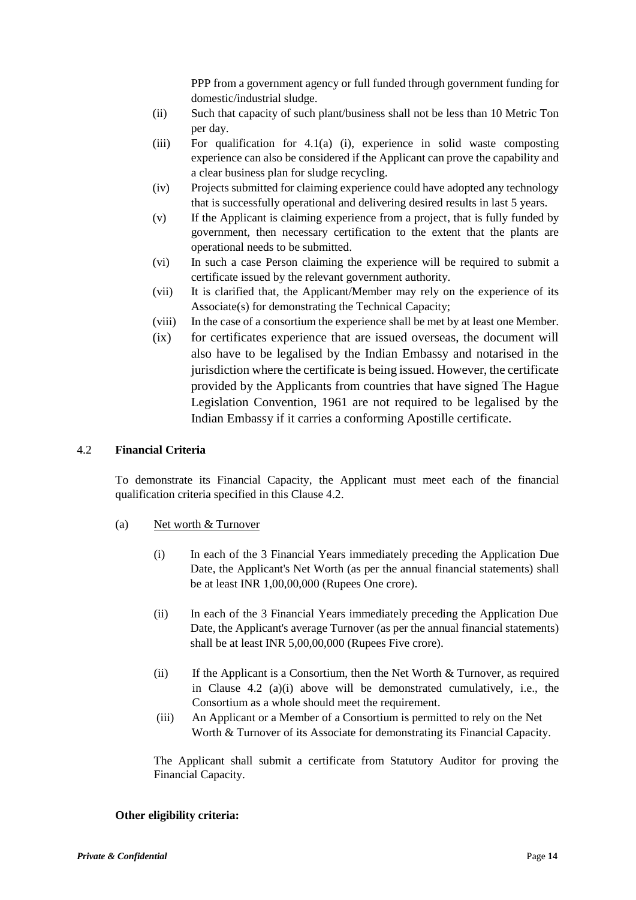PPP from a government agency or full funded through government funding for domestic/industrial sludge.

(ii) Such that capacity of such plant/business shall not be less than 10 Metric Ton per day.

(iii) For qualification for 4.1(a) (i), experience in solid waste composting experience can also be considered if the Applicant can prove the capability and a clear business plan for sludge recycling.

(iv) Projects submitted for claiming experience could have adopted any technology that is successfully operational and delivering desired results in last 5 years.

(v) If the Applicant is claiming experience from a project, that is fully funded by government, then necessary certification to the extent that the plants are operational needs to be submitted.

(vi) In such a case Person claiming the experience will be required to submit a certificate issued by the relevant government authority.

(vii) It is clarified that, the Applicant/Member may rely on the experience of its Associate(s) for demonstrating the Technical Capacity;

(viii) In the case of a consortium the experience shall be met by at least one Member.

(ix) for certificates experience that are issued overseas, the document will also have to be legalised by the Indian Embassy and notarised in the jurisdiction where the certificate is being issued. However, the certificate provided by the Applicants from countries that have signed The Hague Legislation Convention, 1961 are not required to be legalised by the Indian Embassy if it carries a conforming Apostille certificate.

## 4.2 Financial Criteria

To demonstrate its Financial Capacity, the Applicant must meet each of the financial qualification criteria specified in this Clause 4.2.

(a) Net worth & Turnover

(i) In each of the 3 Financial Years immediately preceding the Application Due Date, the Applicant's Net Worth (as per the annual financial statements) shall be at least INR 1,00,00,000 (Rupees One crore).

(ii) In each of the 3 Financial Years immediately preceding the Application Due Date, the Applicant's average Turnover (as per the annual financial statements) shall be at least INR 5,00,00,000 (Rupees Five crore).

(ii) If the Applicant is a Consortium, then the Net Worth & Turnover, as required in Clause 4.2 (a)(i) above will be demonstrated cumulatively, i.e., the Consortium as a whole should meet the requirement.

(iii) An Applicant or a Member of a Consortium is permitted to rely on the Net Worth & Turnover of its Associate for demonstrating its Financial Capacity.

The Applicant shall submit a certificate from Statutory Auditor for proving the Financial Capacity.

**Other eligibility criteria:**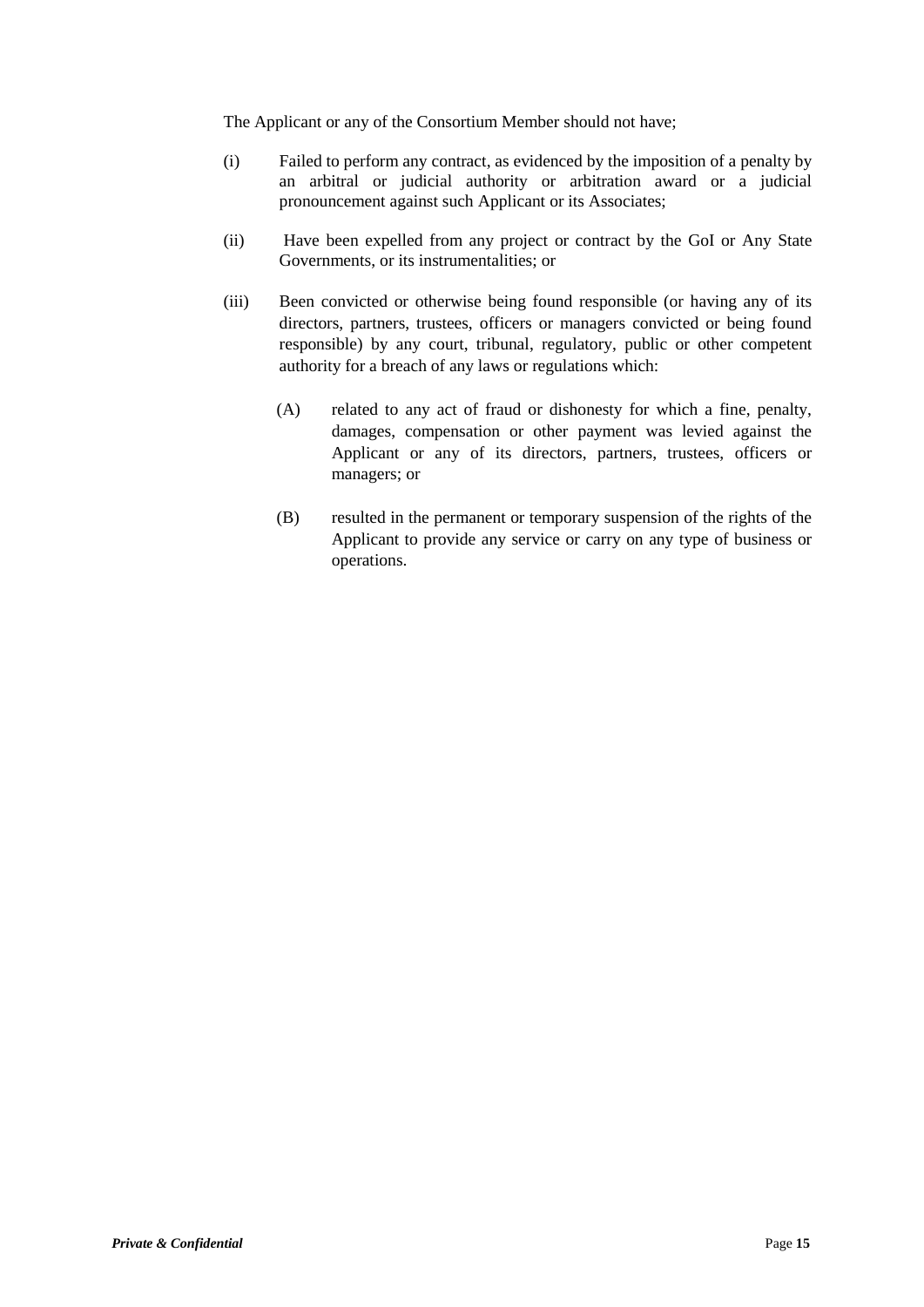The Applicant or any of the Consortium Member should not have;

(i) Failed to perform any contract, as evidenced by the imposition of a penalty by an arbitral or judicial authority or arbitration award or a judicial pronouncement against such Applicant or its Associates;

(ii) Have been expelled from any project or contract by the GoI or Any State Governments, or its instrumentalities; or

(iii) Been convicted or otherwise being found responsible (or having any of its directors, partners, trustees, officers or managers convicted or being found responsible) by any court, tribunal, regulatory, public or other competent authority for a breach of any laws or regulations which:

  (A) related to any act of fraud or dishonesty for which a fine, penalty, damages, compensation or other payment was levied against the Applicant or any of its directors, partners, trustees, officers or managers; or

  (B) resulted in the permanent or temporary suspension of the rights of the Applicant to provide any service or carry on any type of business or operations.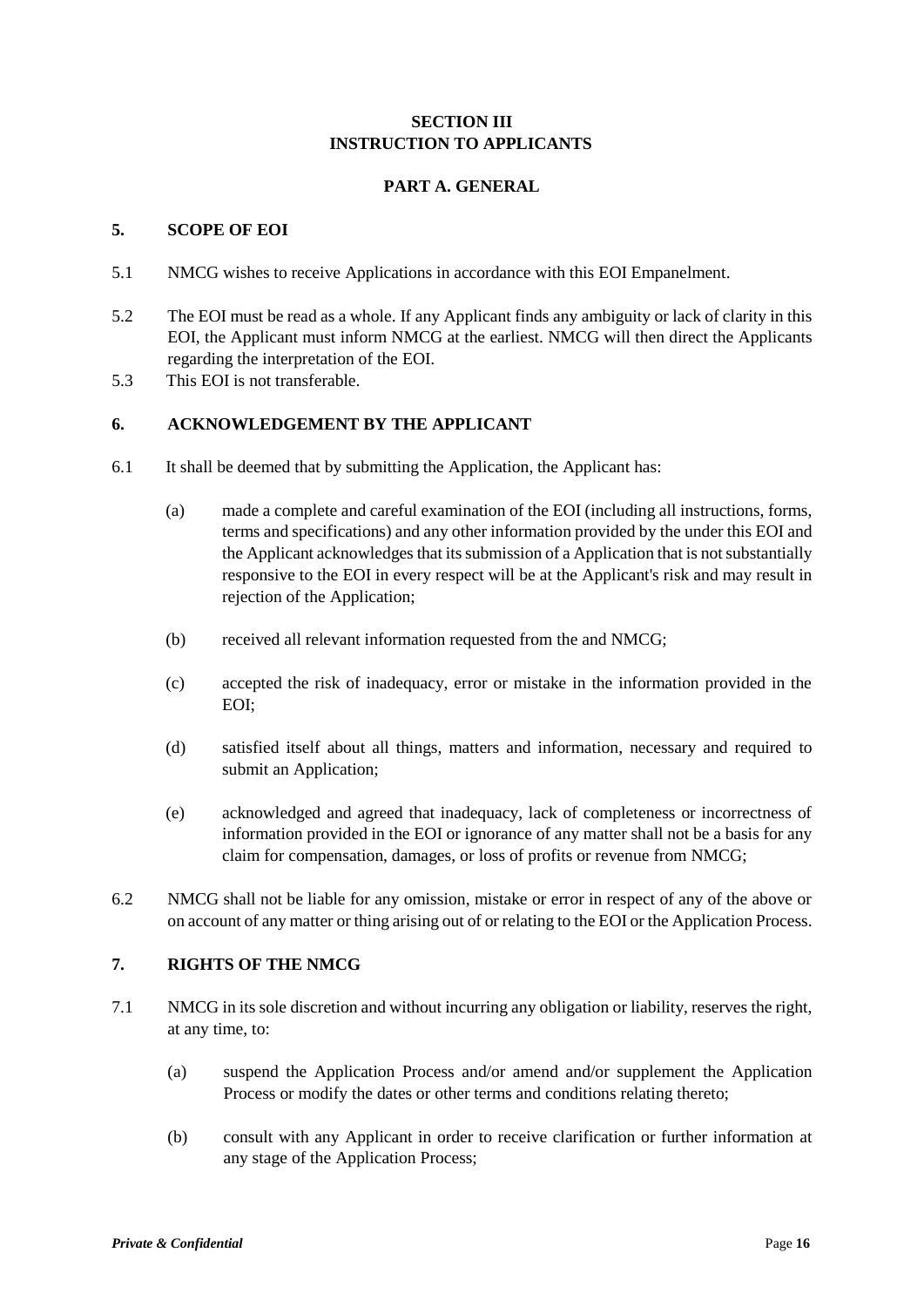## SECTION III
## INSTRUCTION TO APPLICANTS

### PART A. GENERAL

### 5. SCOPE OF EOI

5.1 NMCG wishes to receive Applications in accordance with this EOI Empanelment.

5.2 The EOI must be read as a whole. If any Applicant finds any ambiguity or lack of clarity in this EOI, the Applicant must inform NMCG at the earliest. NMCG will then direct the Applicants regarding the interpretation of the EOI.

5.3 This EOI is not transferable.

### 6. ACKNOWLEDGEMENT BY THE APPLICANT

6.1 It shall be deemed that by submitting the Application, the Applicant has:

(a) made a complete and careful examination of the EOI (including all instructions, forms, terms and specifications) and any other information provided by the under this EOI and the Applicant acknowledges that its submission of a Application that is not substantially responsive to the EOI in every respect will be at the Applicant's risk and may result in rejection of the Application;

(b) received all relevant information requested from the and NMCG;

(c) accepted the risk of inadequacy, error or mistake in the information provided in the EOI;

(d) satisfied itself about all things, matters and information, necessary and required to submit an Application;

(e) acknowledged and agreed that inadequacy, lack of completeness or incorrectness of information provided in the EOI or ignorance of any matter shall not be a basis for any claim for compensation, damages, or loss of profits or revenue from NMCG;

6.2 NMCG shall not be liable for any omission, mistake or error in respect of any of the above or on account of any matter or thing arising out of or relating to the EOI or the Application Process.

### 7. RIGHTS OF THE NMCG

7.1 NMCG in its sole discretion and without incurring any obligation or liability, reserves the right, at any time, to:

(a) suspend the Application Process and/or amend and/or supplement the Application Process or modify the dates or other terms and conditions relating thereto;

(b) consult with any Applicant in order to receive clarification or further information at any stage of the Application Process;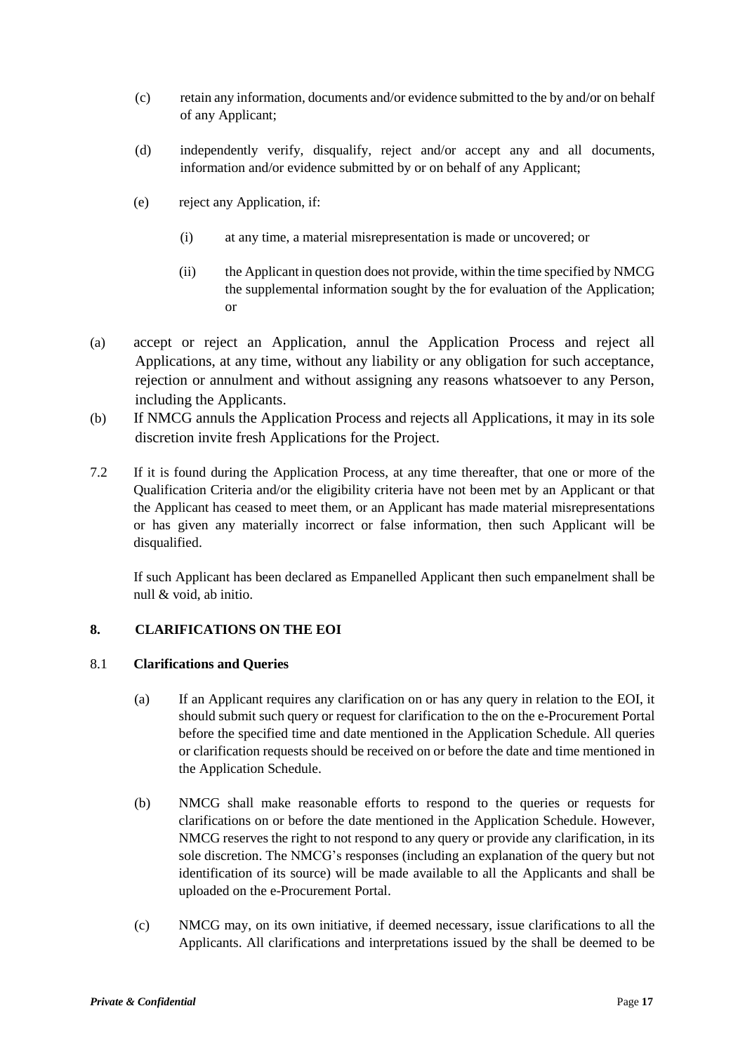(c) retain any information, documents and/or evidence submitted to the by and/or on behalf of any Applicant;

(d) independently verify, disqualify, reject and/or accept any and all documents, information and/or evidence submitted by or on behalf of any Applicant;

(e) reject any Application, if:

(i) at any time, a material misrepresentation is made or uncovered; or

(ii) the Applicant in question does not provide, within the time specified by NMCG the supplemental information sought by the for evaluation of the Application; or

(a) accept or reject an Application, annul the Application Process and reject all Applications, at any time, without any liability or any obligation for such acceptance, rejection or annulment and without assigning any reasons whatsoever to any Person, including the Applicants.

(b) If NMCG annuls the Application Process and rejects all Applications, it may in its sole discretion invite fresh Applications for the Project.

7.2 If it is found during the Application Process, at any time thereafter, that one or more of the Qualification Criteria and/or the eligibility criteria have not been met by an Applicant or that the Applicant has ceased to meet them, or an Applicant has made material misrepresentations or has given any materially incorrect or false information, then such Applicant will be disqualified.

If such Applicant has been declared as Empanelled Applicant then such empanelment shall be null & void, ab initio.

## 8. CLARIFICATIONS ON THE EOI

### 8.1 Clarifications and Queries

(a) If an Applicant requires any clarification on or has any query in relation to the EOI, it should submit such query or request for clarification to the on the e-Procurement Portal before the specified time and date mentioned in the Application Schedule. All queries or clarification requests should be received on or before the date and time mentioned in the Application Schedule.

(b) NMCG shall make reasonable efforts to respond to the queries or requests for clarifications on or before the date mentioned in the Application Schedule. However, NMCG reserves the right to not respond to any query or provide any clarification, in its sole discretion. The NMCG's responses (including an explanation of the query but not identification of its source) will be made available to all the Applicants and shall be uploaded on the e-Procurement Portal.

(c) NMCG may, on its own initiative, if deemed necessary, issue clarifications to all the Applicants. All clarifications and interpretations issued by the shall be deemed to be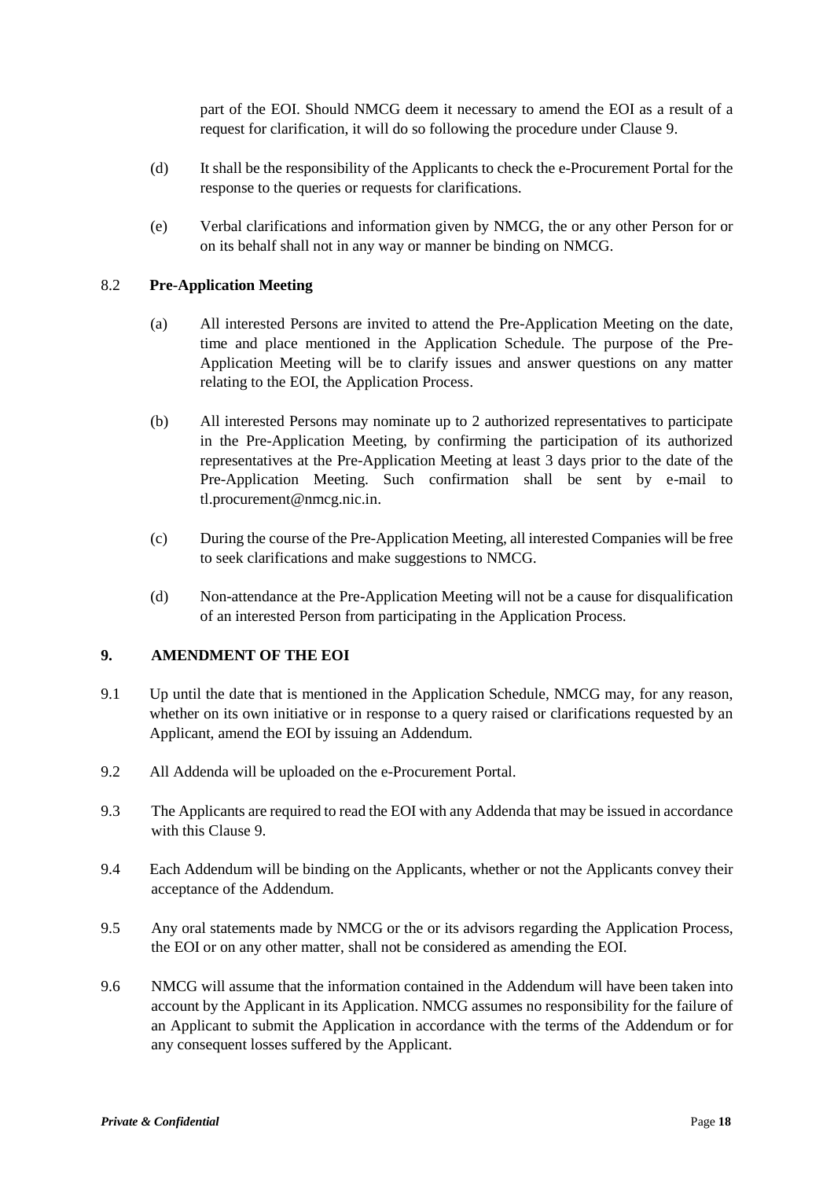part of the EOI. Should NMCG deem it necessary to amend the EOI as a result of a request for clarification, it will do so following the procedure under Clause 9.

(d) It shall be the responsibility of the Applicants to check the e-Procurement Portal for the response to the queries or requests for clarifications.

(e) Verbal clarifications and information given by NMCG, the or any other Person for or on its behalf shall not in any way or manner be binding on NMCG.

8.2 **Pre-Application Meeting**

(a) All interested Persons are invited to attend the Pre-Application Meeting on the date, time and place mentioned in the Application Schedule. The purpose of the Pre-Application Meeting will be to clarify issues and answer questions on any matter relating to the EOI, the Application Process.

(b) All interested Persons may nominate up to 2 authorized representatives to participate in the Pre-Application Meeting, by confirming the participation of its authorized representatives at the Pre-Application Meeting at least 3 days prior to the date of the Pre-Application Meeting. Such confirmation shall be sent by e-mail to tl.procurement@nmcg.nic.in.

(c) During the course of the Pre-Application Meeting, all interested Companies will be free to seek clarifications and make suggestions to NMCG.

(d) Non-attendance at the Pre-Application Meeting will not be a cause for disqualification of an interested Person from participating in the Application Process.

## 9. AMENDMENT OF THE EOI

9.1 Up until the date that is mentioned in the Application Schedule, NMCG may, for any reason, whether on its own initiative or in response to a query raised or clarifications requested by an Applicant, amend the EOI by issuing an Addendum.

9.2 All Addenda will be uploaded on the e-Procurement Portal.

9.3 The Applicants are required to read the EOI with any Addenda that may be issued in accordance with this Clause 9.

9.4 Each Addendum will be binding on the Applicants, whether or not the Applicants convey their acceptance of the Addendum.

9.5 Any oral statements made by NMCG or the or its advisors regarding the Application Process, the EOI or on any other matter, shall not be considered as amending the EOI.

9.6 NMCG will assume that the information contained in the Addendum will have been taken into account by the Applicant in its Application. NMCG assumes no responsibility for the failure of an Applicant to submit the Application in accordance with the terms of the Addendum or for any consequent losses suffered by the Applicant.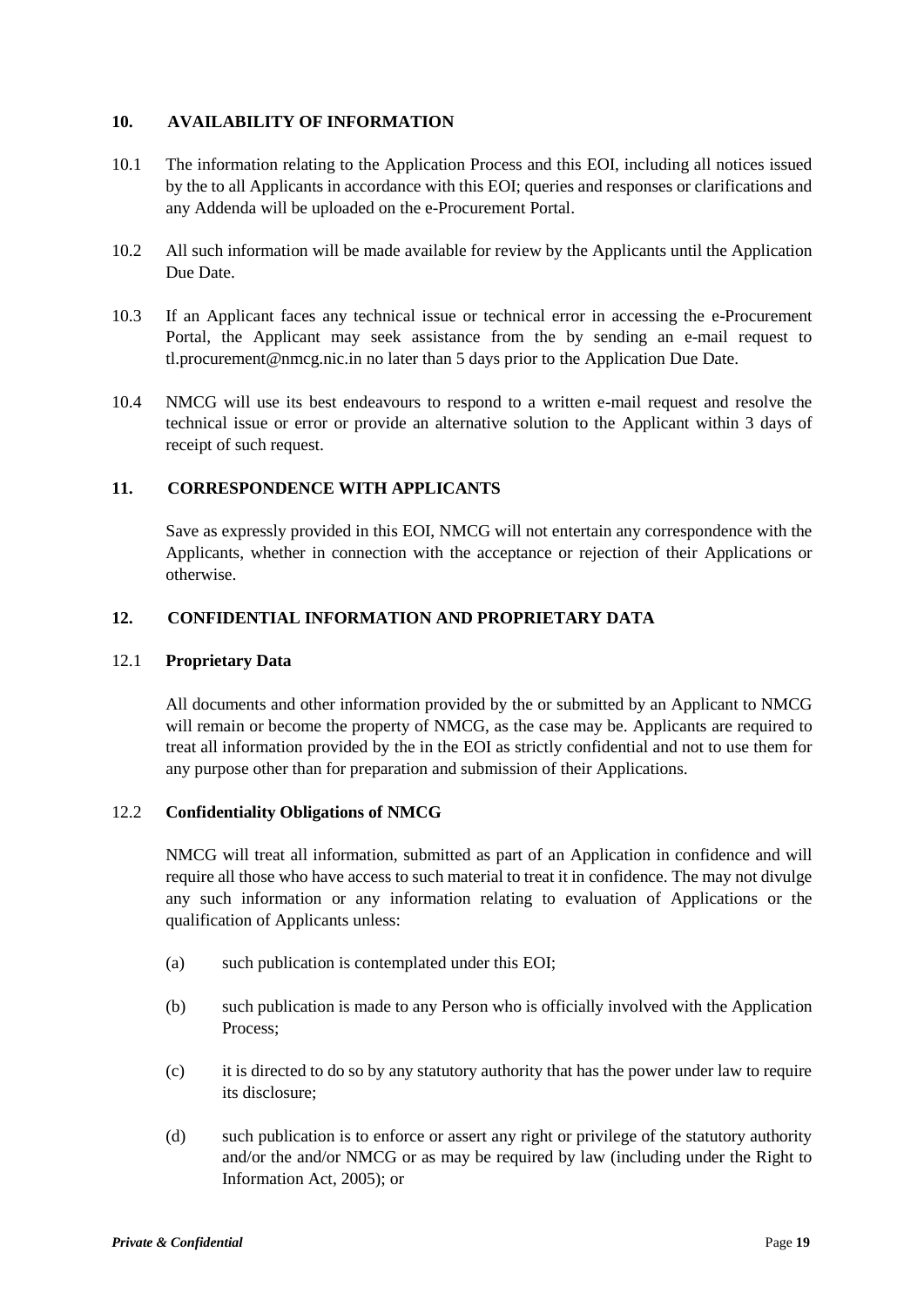## 10. AVAILABILITY OF INFORMATION

10.1 The information relating to the Application Process and this EOI, including all notices issued by the to all Applicants in accordance with this EOI; queries and responses or clarifications and any Addenda will be uploaded on the e-Procurement Portal.

10.2 All such information will be made available for review by the Applicants until the Application Due Date.

10.3 If an Applicant faces any technical issue or technical error in accessing the e-Procurement Portal, the Applicant may seek assistance from the by sending an e-mail request to tl.procurement@nmcg.nic.in no later than 5 days prior to the Application Due Date.

10.4 NMCG will use its best endeavours to respond to a written e-mail request and resolve the technical issue or error or provide an alternative solution to the Applicant within 3 days of receipt of such request.

## 11. CORRESPONDENCE WITH APPLICANTS

Save as expressly provided in this EOI, NMCG will not entertain any correspondence with the Applicants, whether in connection with the acceptance or rejection of their Applications or otherwise.

## 12. CONFIDENTIAL INFORMATION AND PROPRIETARY DATA

### 12.1 Proprietary Data

All documents and other information provided by the or submitted by an Applicant to NMCG will remain or become the property of NMCG, as the case may be. Applicants are required to treat all information provided by the in the EOI as strictly confidential and not to use them for any purpose other than for preparation and submission of their Applications.

### 12.2 Confidentiality Obligations of NMCG

NMCG will treat all information, submitted as part of an Application in confidence and will require all those who have access to such material to treat it in confidence. The may not divulge any such information or any information relating to evaluation of Applications or the qualification of Applicants unless:

(a) such publication is contemplated under this EOI;

(b) such publication is made to any Person who is officially involved with the Application Process;

(c) it is directed to do so by any statutory authority that has the power under law to require its disclosure;

(d) such publication is to enforce or assert any right or privilege of the statutory authority and/or the and/or NMCG or as may be required by law (including under the Right to Information Act, 2005); or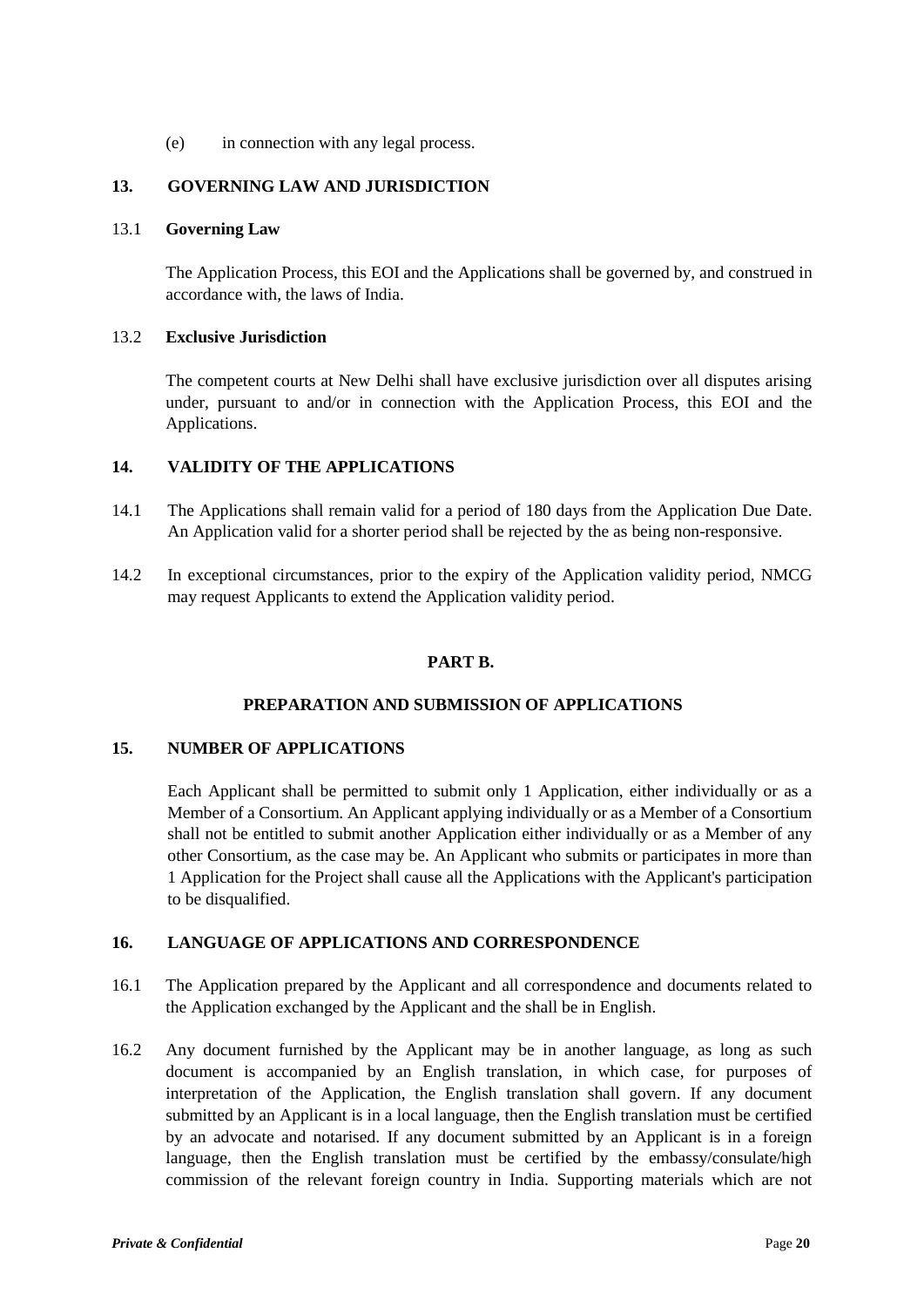(e) in connection with any legal process.

## 13. GOVERNING LAW AND JURISDICTION

### 13.1 Governing Law

The Application Process, this EOI and the Applications shall be governed by, and construed in accordance with, the laws of India.

### 13.2 Exclusive Jurisdiction

The competent courts at New Delhi shall have exclusive jurisdiction over all disputes arising under, pursuant to and/or in connection with the Application Process, this EOI and the Applications.

## 14. VALIDITY OF THE APPLICATIONS

14.1 The Applications shall remain valid for a period of 180 days from the Application Due Date. An Application valid for a shorter period shall be rejected by the as being non-responsive.

14.2 In exceptional circumstances, prior to the expiry of the Application validity period, NMCG may request Applicants to extend the Application validity period.

# PART B.

# PREPARATION AND SUBMISSION OF APPLICATIONS

## 15. NUMBER OF APPLICATIONS

Each Applicant shall be permitted to submit only 1 Application, either individually or as a Member of a Consortium. An Applicant applying individually or as a Member of a Consortium shall not be entitled to submit another Application either individually or as a Member of any other Consortium, as the case may be. An Applicant who submits or participates in more than 1 Application for the Project shall cause all the Applications with the Applicant's participation to be disqualified.

## 16. LANGUAGE OF APPLICATIONS AND CORRESPONDENCE

16.1 The Application prepared by the Applicant and all correspondence and documents related to the Application exchanged by the Applicant and the shall be in English.

16.2 Any document furnished by the Applicant may be in another language, as long as such document is accompanied by an English translation, in which case, for purposes of interpretation of the Application, the English translation shall govern. If any document submitted by an Applicant is in a local language, then the English translation must be certified by an advocate and notarised. If any document submitted by an Applicant is in a foreign language, then the English translation must be certified by the embassy/consulate/high commission of the relevant foreign country in India. Supporting materials which are not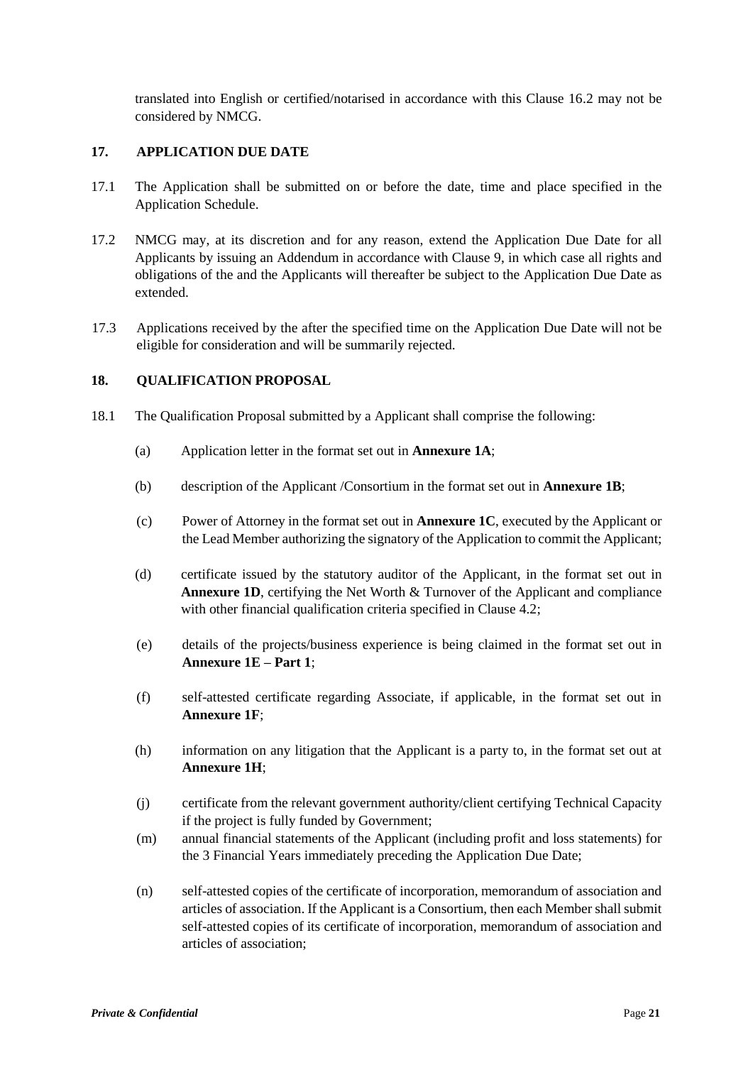translated into English or certified/notarised in accordance with this Clause 16.2 may not be considered by NMCG.

## 17. APPLICATION DUE DATE

17.1 The Application shall be submitted on or before the date, time and place specified in the Application Schedule.

17.2 NMCG may, at its discretion and for any reason, extend the Application Due Date for all Applicants by issuing an Addendum in accordance with Clause 9, in which case all rights and obligations of the and the Applicants will thereafter be subject to the Application Due Date as extended.

17.3 Applications received by the after the specified time on the Application Due Date will not be eligible for consideration and will be summarily rejected.

## 18. QUALIFICATION PROPOSAL

18.1 The Qualification Proposal submitted by a Applicant shall comprise the following:

(a) Application letter in the format set out in **Annexure 1A**;

(b) description of the Applicant /Consortium in the format set out in **Annexure 1B**;

(c) Power of Attorney in the format set out in **Annexure 1C**, executed by the Applicant or the Lead Member authorizing the signatory of the Application to commit the Applicant;

(d) certificate issued by the statutory auditor of the Applicant, in the format set out in **Annexure 1D**, certifying the Net Worth & Turnover of the Applicant and compliance with other financial qualification criteria specified in Clause 4.2;

(e) details of the projects/business experience is being claimed in the format set out in **Annexure 1E – Part 1**;

(f) self-attested certificate regarding Associate, if applicable, in the format set out in **Annexure 1F**;

(h) information on any litigation that the Applicant is a party to, in the format set out at **Annexure 1H**;

(j) certificate from the relevant government authority/client certifying Technical Capacity if the project is fully funded by Government;

(m) annual financial statements of the Applicant (including profit and loss statements) for the 3 Financial Years immediately preceding the Application Due Date;

(n) self-attested copies of the certificate of incorporation, memorandum of association and articles of association. If the Applicant is a Consortium, then each Member shall submit self-attested copies of its certificate of incorporation, memorandum of association and articles of association;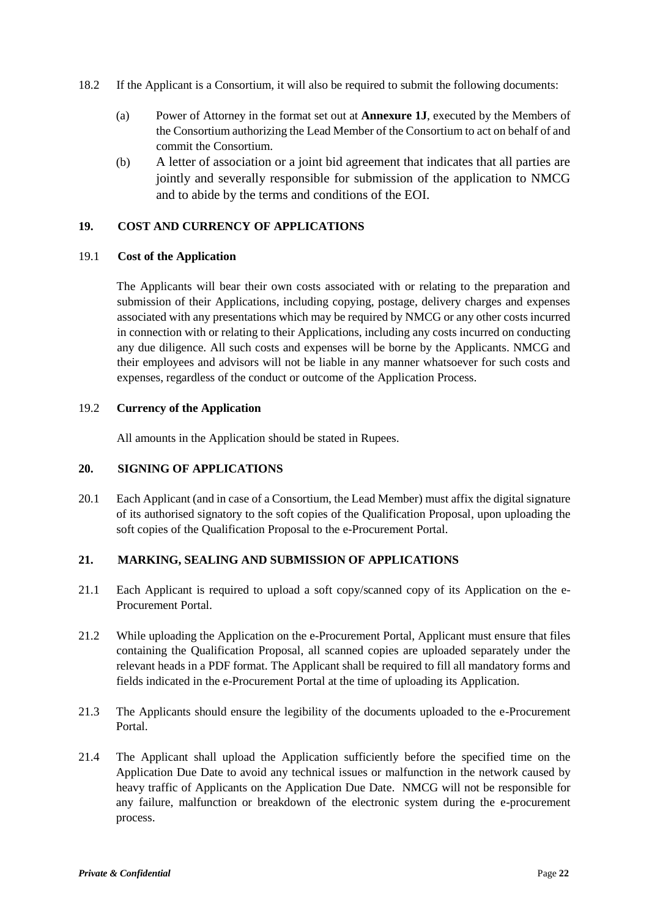18.2 If the Applicant is a Consortium, it will also be required to submit the following documents:

(a) Power of Attorney in the format set out at **Annexure 1J**, executed by the Members of the Consortium authorizing the Lead Member of the Consortium to act on behalf of and commit the Consortium.

(b) A letter of association or a joint bid agreement that indicates that all parties are jointly and severally responsible for submission of the application to NMCG and to abide by the terms and conditions of the EOI.

## 19. COST AND CURRENCY OF APPLICATIONS

### 19.1 Cost of the Application

The Applicants will bear their own costs associated with or relating to the preparation and submission of their Applications, including copying, postage, delivery charges and expenses associated with any presentations which may be required by NMCG or any other costs incurred in connection with or relating to their Applications, including any costs incurred on conducting any due diligence. All such costs and expenses will be borne by the Applicants. NMCG and their employees and advisors will not be liable in any manner whatsoever for such costs and expenses, regardless of the conduct or outcome of the Application Process.

### 19.2 Currency of the Application

All amounts in the Application should be stated in Rupees.

## 20. SIGNING OF APPLICATIONS

20.1 Each Applicant (and in case of a Consortium, the Lead Member) must affix the digital signature of its authorised signatory to the soft copies of the Qualification Proposal, upon uploading the soft copies of the Qualification Proposal to the e-Procurement Portal.

## 21. MARKING, SEALING AND SUBMISSION OF APPLICATIONS

21.1 Each Applicant is required to upload a soft copy/scanned copy of its Application on the e-Procurement Portal.

21.2 While uploading the Application on the e-Procurement Portal, Applicant must ensure that files containing the Qualification Proposal, all scanned copies are uploaded separately under the relevant heads in a PDF format. The Applicant shall be required to fill all mandatory forms and fields indicated in the e-Procurement Portal at the time of uploading its Application.

21.3 The Applicants should ensure the legibility of the documents uploaded to the e-Procurement Portal.

21.4 The Applicant shall upload the Application sufficiently before the specified time on the Application Due Date to avoid any technical issues or malfunction in the network caused by heavy traffic of Applicants on the Application Due Date. NMCG will not be responsible for any failure, malfunction or breakdown of the electronic system during the e-procurement process.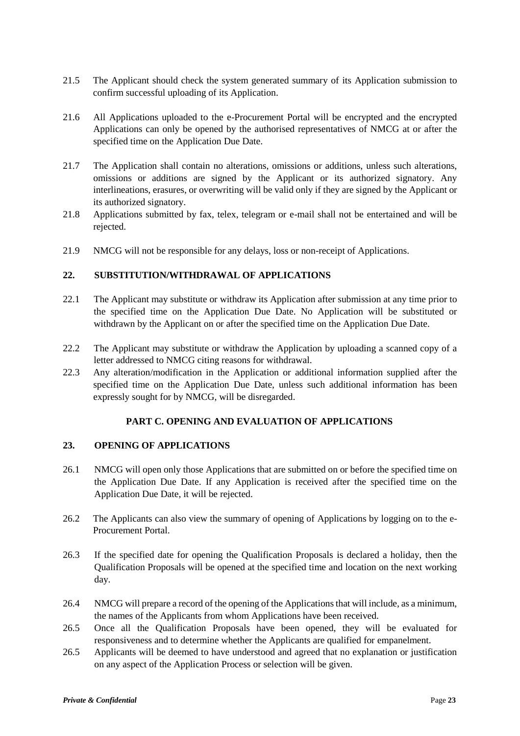21.5 The Applicant should check the system generated summary of its Application submission to confirm successful uploading of its Application.

21.6 All Applications uploaded to the e-Procurement Portal will be encrypted and the encrypted Applications can only be opened by the authorised representatives of NMCG at or after the specified time on the Application Due Date.

21.7 The Application shall contain no alterations, omissions or additions, unless such alterations, omissions or additions are signed by the Applicant or its authorized signatory. Any interlineations, erasures, or overwriting will be valid only if they are signed by the Applicant or its authorized signatory.

21.8 Applications submitted by fax, telex, telegram or e-mail shall not be entertained and will be rejected.

21.9 NMCG will not be responsible for any delays, loss or non-receipt of Applications.

## 22. SUBSTITUTION/WITHDRAWAL OF APPLICATIONS

22.1 The Applicant may substitute or withdraw its Application after submission at any time prior to the specified time on the Application Due Date. No Application will be substituted or withdrawn by the Applicant on or after the specified time on the Application Due Date.

22.2 The Applicant may substitute or withdraw the Application by uploading a scanned copy of a letter addressed to NMCG citing reasons for withdrawal.

22.3 Any alteration/modification in the Application or additional information supplied after the specified time on the Application Due Date, unless such additional information has been expressly sought for by NMCG, will be disregarded.

# PART C. OPENING AND EVALUATION OF APPLICATIONS

## 23. OPENING OF APPLICATIONS

26.1 NMCG will open only those Applications that are submitted on or before the specified time on the Application Due Date. If any Application is received after the specified time on the Application Due Date, it will be rejected.

26.2 The Applicants can also view the summary of opening of Applications by logging on to the e-Procurement Portal.

26.3 If the specified date for opening the Qualification Proposals is declared a holiday, then the Qualification Proposals will be opened at the specified time and location on the next working day.

26.4 NMCG will prepare a record of the opening of the Applications that will include, as a minimum, the names of the Applicants from whom Applications have been received.

26.5 Once all the Qualification Proposals have been opened, they will be evaluated for responsiveness and to determine whether the Applicants are qualified for empanelment.

26.5 Applicants will be deemed to have understood and agreed that no explanation or justification on any aspect of the Application Process or selection will be given.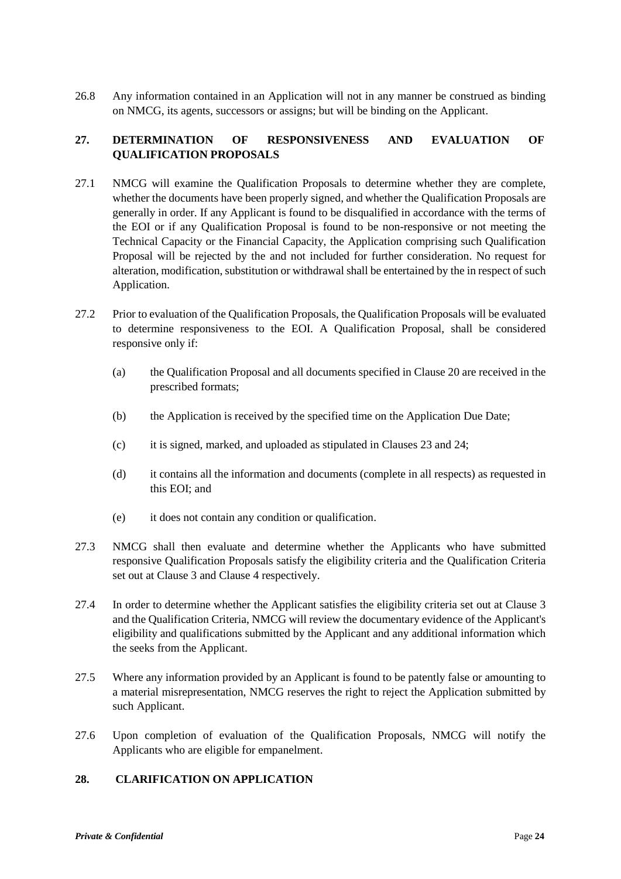26.8 Any information contained in an Application will not in any manner be construed as binding on NMCG, its agents, successors or assigns; but will be binding on the Applicant.

## 27. DETERMINATION OF RESPONSIVENESS AND EVALUATION OF QUALIFICATION PROPOSALS

27.1 NMCG will examine the Qualification Proposals to determine whether they are complete, whether the documents have been properly signed, and whether the Qualification Proposals are generally in order. If any Applicant is found to be disqualified in accordance with the terms of the EOI or if any Qualification Proposal is found to be non-responsive or not meeting the Technical Capacity or the Financial Capacity, the Application comprising such Qualification Proposal will be rejected by the and not included for further consideration. No request for alteration, modification, substitution or withdrawal shall be entertained by the in respect of such Application.

27.2 Prior to evaluation of the Qualification Proposals, the Qualification Proposals will be evaluated to determine responsiveness to the EOI. A Qualification Proposal, shall be considered responsive only if:

(a) the Qualification Proposal and all documents specified in Clause 20 are received in the prescribed formats;

(b) the Application is received by the specified time on the Application Due Date;

(c) it is signed, marked, and uploaded as stipulated in Clauses 23 and 24;

(d) it contains all the information and documents (complete in all respects) as requested in this EOI; and

(e) it does not contain any condition or qualification.

27.3 NMCG shall then evaluate and determine whether the Applicants who have submitted responsive Qualification Proposals satisfy the eligibility criteria and the Qualification Criteria set out at Clause 3 and Clause 4 respectively.

27.4 In order to determine whether the Applicant satisfies the eligibility criteria set out at Clause 3 and the Qualification Criteria, NMCG will review the documentary evidence of the Applicant's eligibility and qualifications submitted by the Applicant and any additional information which the seeks from the Applicant.

27.5 Where any information provided by an Applicant is found to be patently false or amounting to a material misrepresentation, NMCG reserves the right to reject the Application submitted by such Applicant.

27.6 Upon completion of evaluation of the Qualification Proposals, NMCG will notify the Applicants who are eligible for empanelment.

## 28. CLARIFICATION ON APPLICATION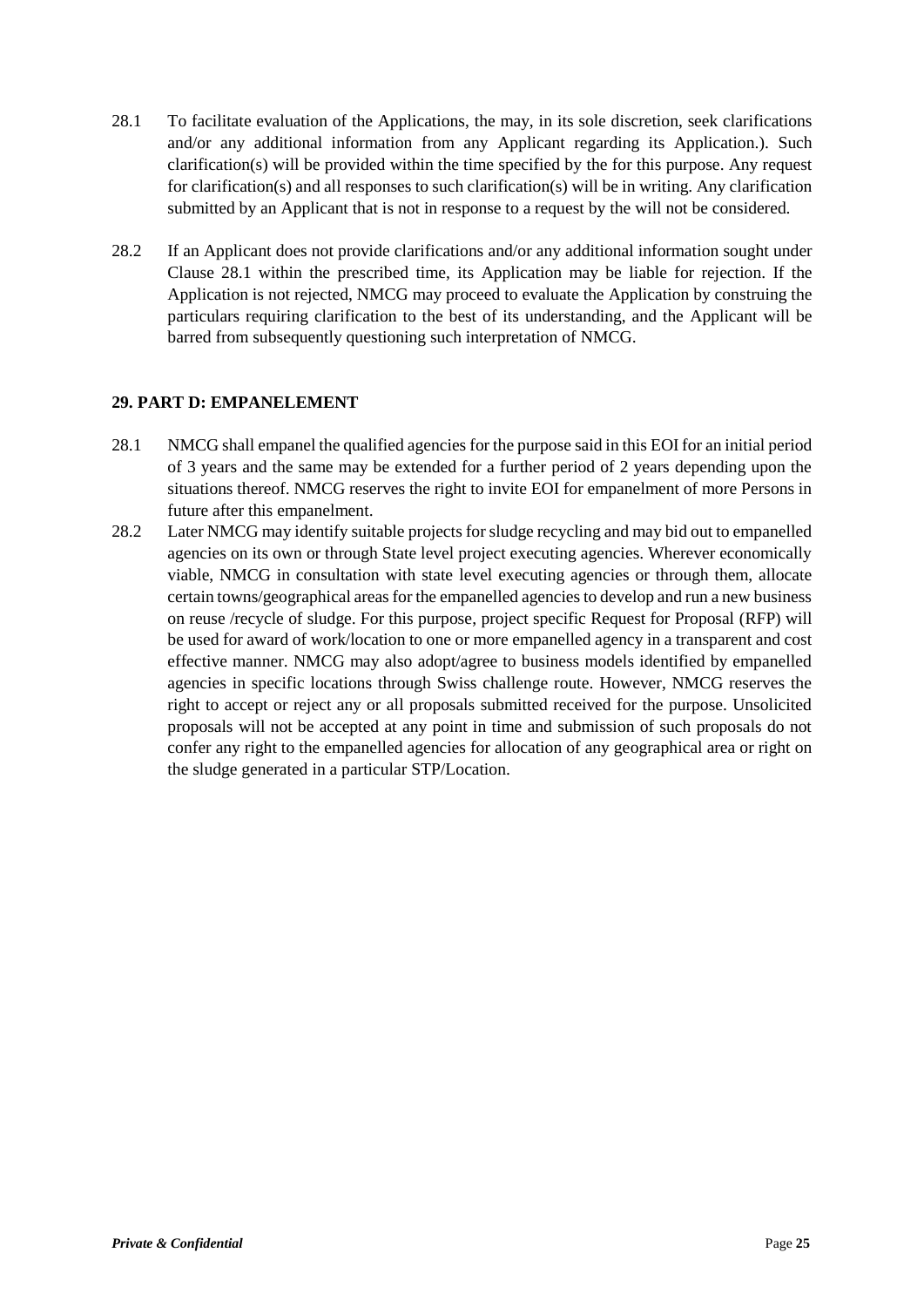28.1 To facilitate evaluation of the Applications, the may, in its sole discretion, seek clarifications and/or any additional information from any Applicant regarding its Application.). Such clarification(s) will be provided within the time specified by the for this purpose. Any request for clarification(s) and all responses to such clarification(s) will be in writing. Any clarification submitted by an Applicant that is not in response to a request by the will not be considered.

28.2 If an Applicant does not provide clarifications and/or any additional information sought under Clause 28.1 within the prescribed time, its Application may be liable for rejection. If the Application is not rejected, NMCG may proceed to evaluate the Application by construing the particulars requiring clarification to the best of its understanding, and the Applicant will be barred from subsequently questioning such interpretation of NMCG.

**29. PART D: EMPANELEMENT**

28.1 NMCG shall empanel the qualified agencies for the purpose said in this EOI for an initial period of 3 years and the same may be extended for a further period of 2 years depending upon the situations thereof. NMCG reserves the right to invite EOI for empanelment of more Persons in future after this empanelment.

28.2 Later NMCG may identify suitable projects for sludge recycling and may bid out to empanelled agencies on its own or through State level project executing agencies. Wherever economically viable, NMCG in consultation with state level executing agencies or through them, allocate certain towns/geographical areas for the empanelled agencies to develop and run a new business on reuse /recycle of sludge. For this purpose, project specific Request for Proposal (RFP) will be used for award of work/location to one or more empanelled agency in a transparent and cost effective manner. NMCG may also adopt/agree to business models identified by empanelled agencies in specific locations through Swiss challenge route. However, NMCG reserves the right to accept or reject any or all proposals submitted received for the purpose. Unsolicited proposals will not be accepted at any point in time and submission of such proposals do not confer any right to the empanelled agencies for allocation of any geographical area or right on the sludge generated in a particular STP/Location.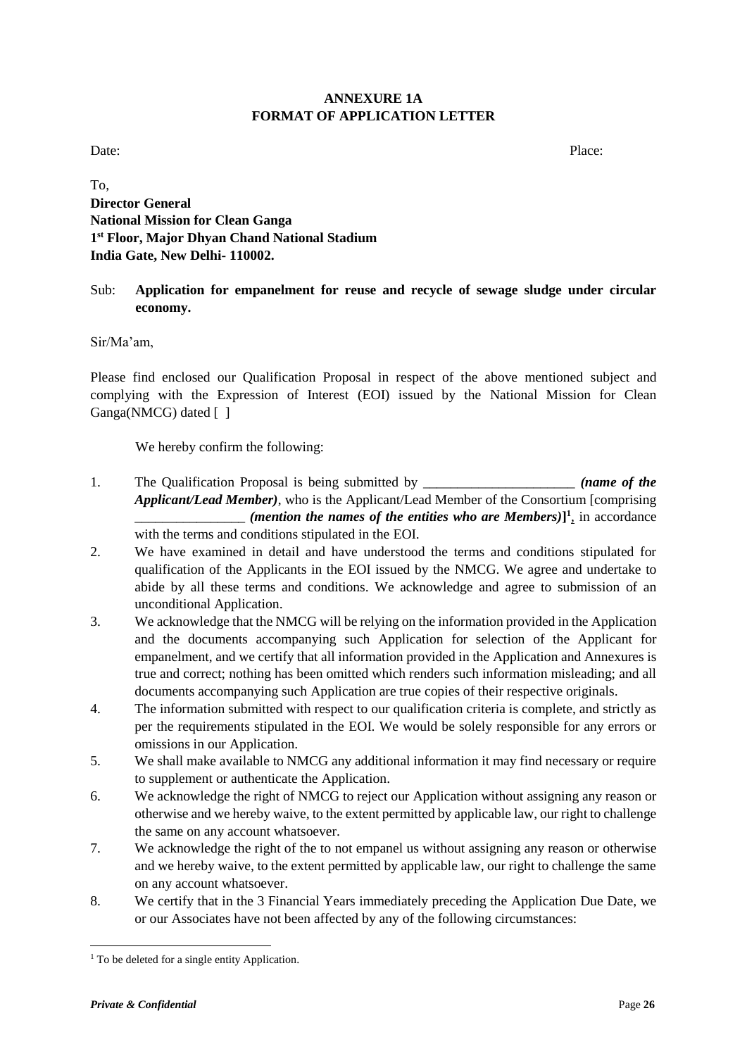**ANNEXURE 1A**
**FORMAT OF APPLICATION LETTER**

Date: Place:

To,
**Director General**
**National Mission for Clean Ganga**
**1st Floor, Major Dhyan Chand National Stadium**
**India Gate, New Delhi- 110002.**

Sub: **Application for empanelment for reuse and recycle of sewage sludge under circular economy.**

Sir/Ma'am,

Please find enclosed our Qualification Proposal in respect of the above mentioned subject and complying with the Expression of Interest (EOI) issued by the National Mission for Clean Ganga(NMCG) dated [ ]

We hereby confirm the following:

1. The Qualification Proposal is being submitted by ______________________ ***(name of the Applicant/Lead Member)***, who is the Applicant/Lead Member of the Consortium [comprising ________________ ***(mention the names of the entities who are Members)***][1], in accordance with the terms and conditions stipulated in the EOI.
2. We have examined in detail and have understood the terms and conditions stipulated for qualification of the Applicants in the EOI issued by the NMCG. We agree and undertake to abide by all these terms and conditions. We acknowledge and agree to submission of an unconditional Application.
3. We acknowledge that the NMCG will be relying on the information provided in the Application and the documents accompanying such Application for selection of the Applicant for empanelment, and we certify that all information provided in the Application and Annexures is true and correct; nothing has been omitted which renders such information misleading; and all documents accompanying such Application are true copies of their respective originals.
4. The information submitted with respect to our qualification criteria is complete, and strictly as per the requirements stipulated in the EOI. We would be solely responsible for any errors or omissions in our Application.
5. We shall make available to NMCG any additional information it may find necessary or require to supplement or authenticate the Application.
6. We acknowledge the right of NMCG to reject our Application without assigning any reason or otherwise and we hereby waive, to the extent permitted by applicable law, our right to challenge the same on any account whatsoever.
7. We acknowledge the right of the to not empanel us without assigning any reason or otherwise and we hereby waive, to the extent permitted by applicable law, our right to challenge the same on any account whatsoever.
8. We certify that in the 3 Financial Years immediately preceding the Application Due Date, we or our Associates have not been affected by any of the following circumstances:

[1] To be deleted for a single entity Application.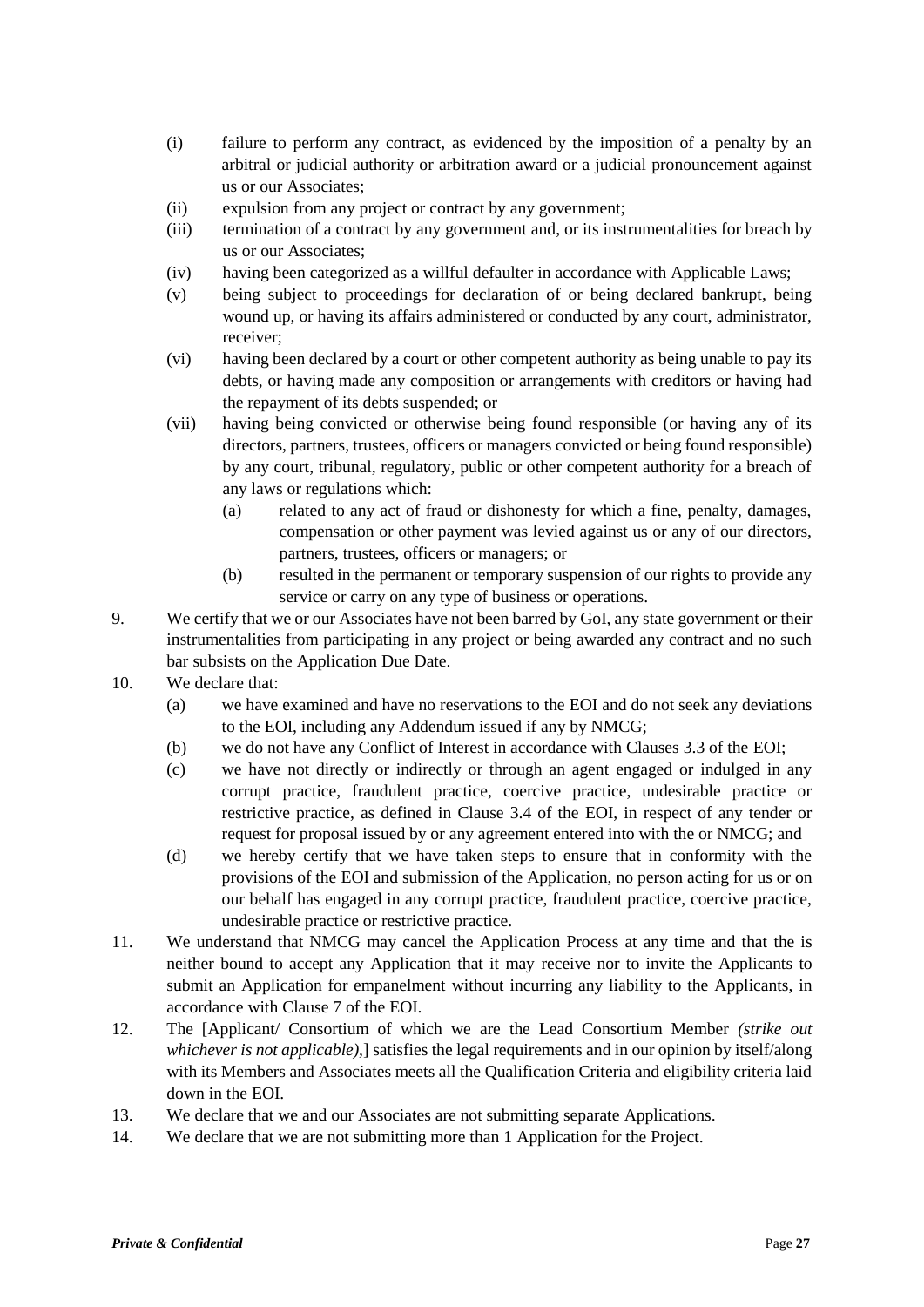(i) failure to perform any contract, as evidenced by the imposition of a penalty by an arbitral or judicial authority or arbitration award or a judicial pronouncement against us or our Associates;

(ii) expulsion from any project or contract by any government;

(iii) termination of a contract by any government and, or its instrumentalities for breach by us or our Associates;

(iv) having been categorized as a willful defaulter in accordance with Applicable Laws;

(v) being subject to proceedings for declaration of or being declared bankrupt, being wound up, or having its affairs administered or conducted by any court, administrator, receiver;

(vi) having been declared by a court or other competent authority as being unable to pay its debts, or having made any composition or arrangements with creditors or having had the repayment of its debts suspended; or

(vii) having being convicted or otherwise being found responsible (or having any of its directors, partners, trustees, officers or managers convicted or being found responsible) by any court, tribunal, regulatory, public or other competent authority for a breach of any laws or regulations which:

  (a) related to any act of fraud or dishonesty for which a fine, penalty, damages, compensation or other payment was levied against us or any of our directors, partners, trustees, officers or managers; or

  (b) resulted in the permanent or temporary suspension of our rights to provide any service or carry on any type of business or operations.

9. We certify that we or our Associates have not been barred by GoI, any state government or their instrumentalities from participating in any project or being awarded any contract and no such bar subsists on the Application Due Date.

10. We declare that:

  (a) we have examined and have no reservations to the EOI and do not seek any deviations to the EOI, including any Addendum issued if any by NMCG;

  (b) we do not have any Conflict of Interest in accordance with Clauses 3.3 of the EOI;

  (c) we have not directly or indirectly or through an agent engaged or indulged in any corrupt practice, fraudulent practice, coercive practice, undesirable practice or restrictive practice, as defined in Clause 3.4 of the EOI, in respect of any tender or request for proposal issued by or any agreement entered into with the or NMCG; and

  (d) we hereby certify that we have taken steps to ensure that in conformity with the provisions of the EOI and submission of the Application, no person acting for us or on our behalf has engaged in any corrupt practice, fraudulent practice, coercive practice, undesirable practice or restrictive practice.

11. We understand that NMCG may cancel the Application Process at any time and that the is neither bound to accept any Application that it may receive nor to invite the Applicants to submit an Application for empanelment without incurring any liability to the Applicants, in accordance with Clause 7 of the EOI.

12. The [Applicant/ Consortium of which we are the Lead Consortium Member *(strike out whichever is not applicable),*] satisfies the legal requirements and in our opinion by itself/along with its Members and Associates meets all the Qualification Criteria and eligibility criteria laid down in the EOI.

13. We declare that we and our Associates are not submitting separate Applications.

14. We declare that we are not submitting more than 1 Application for the Project.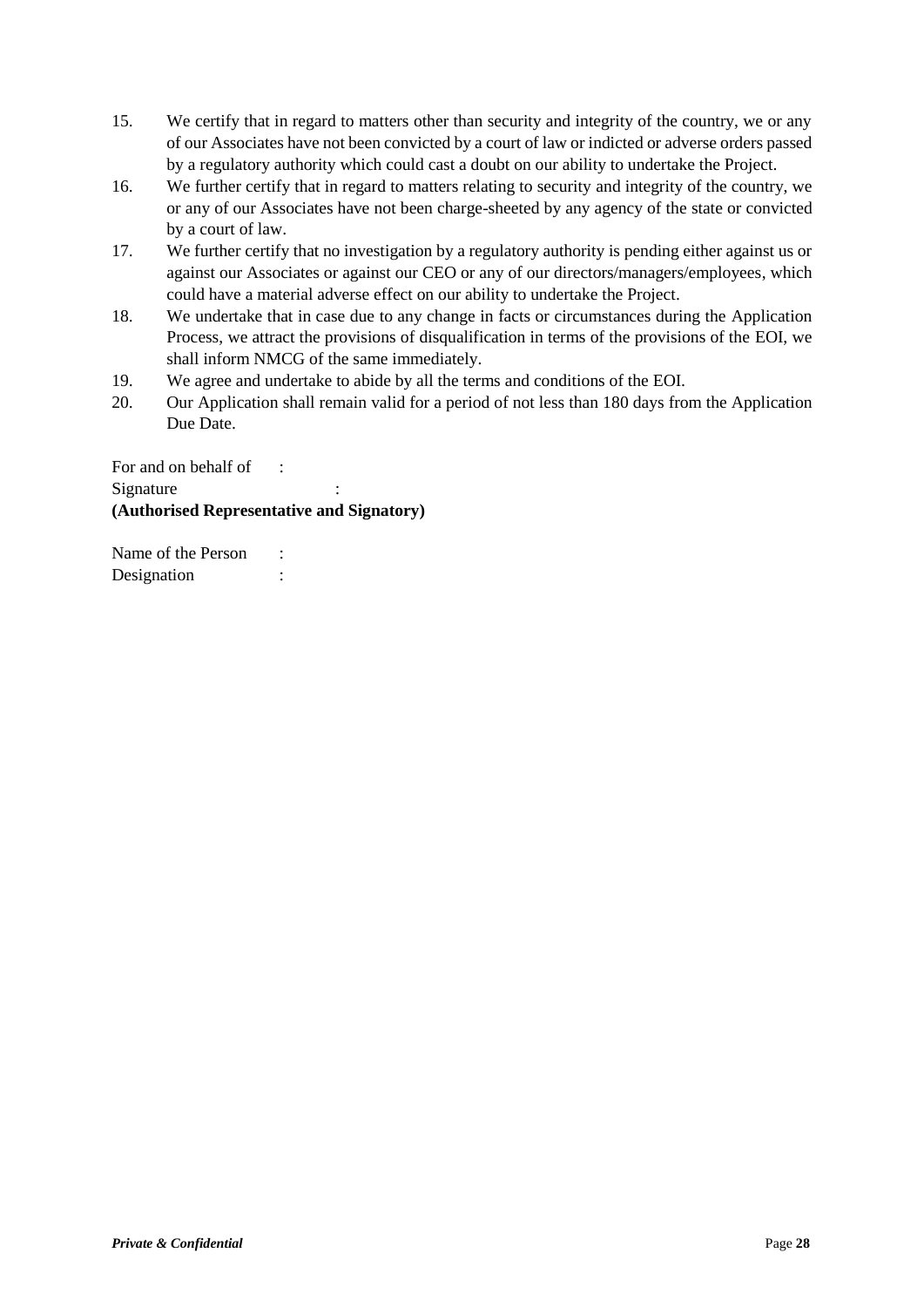15. We certify that in regard to matters other than security and integrity of the country, we or any of our Associates have not been convicted by a court of law or indicted or adverse orders passed by a regulatory authority which could cast a doubt on our ability to undertake the Project.
16. We further certify that in regard to matters relating to security and integrity of the country, we or any of our Associates have not been charge-sheeted by any agency of the state or convicted by a court of law.
17. We further certify that no investigation by a regulatory authority is pending either against us or against our Associates or against our CEO or any of our directors/managers/employees, which could have a material adverse effect on our ability to undertake the Project.
18. We undertake that in case due to any change in facts or circumstances during the Application Process, we attract the provisions of disqualification in terms of the provisions of the EOI, we shall inform NMCG of the same immediately.
19. We agree and undertake to abide by all the terms and conditions of the EOI.
20. Our Application shall remain valid for a period of not less than 180 days from the Application Due Date.

For and on behalf of :
Signature :
**(Authorised Representative and Signatory)**

Name of the Person :
Designation :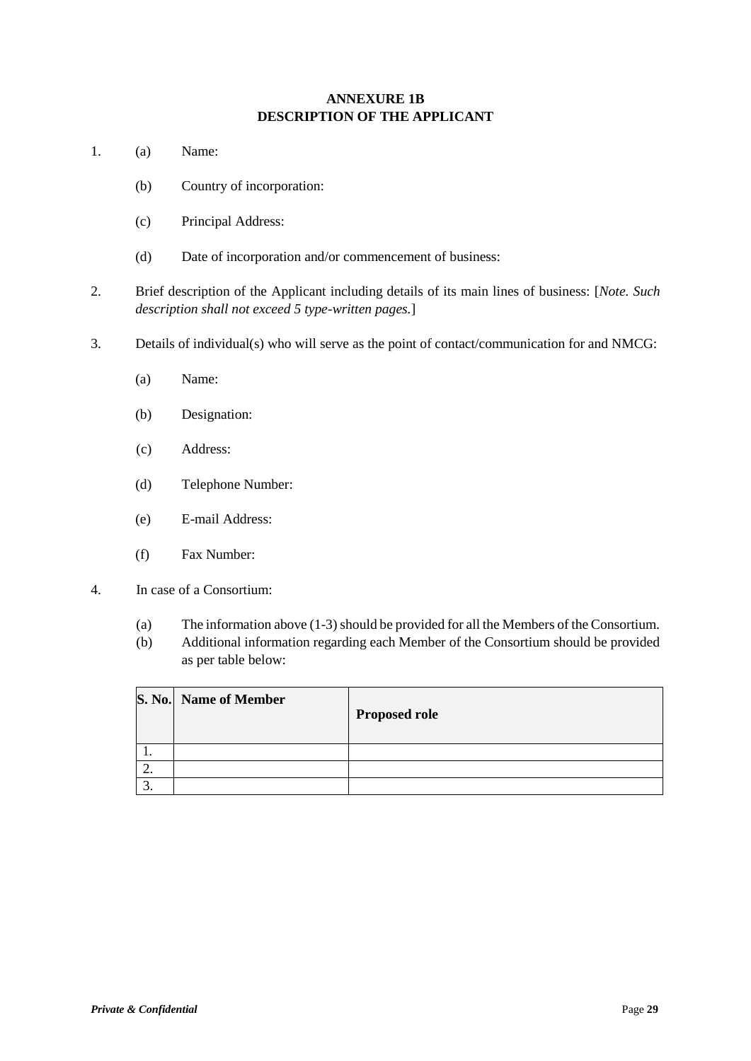# ANNEXURE 1B
## DESCRIPTION OF THE APPLICANT

1. (a) Name:

   (b) Country of incorporation:

   (c) Principal Address:

   (d) Date of incorporation and/or commencement of business:

2. Brief description of the Applicant including details of its main lines of business: [*Note. Such description shall not exceed 5 type-written pages.*]

3. Details of individual(s) who will serve as the point of contact/communication for and NMCG:

   (a) Name:

   (b) Designation:

   (c) Address:

   (d) Telephone Number:

   (e) E-mail Address:

   (f) Fax Number:

4. In case of a Consortium:

   (a) The information above (1-3) should be provided for all the Members of the Consortium.

   (b) Additional information regarding each Member of the Consortium should be provided as per table below:

| S. No. | Name of Member | Proposed role |
|---|---|---|
| 1. | | |
| 2. | | |
| 3. | | |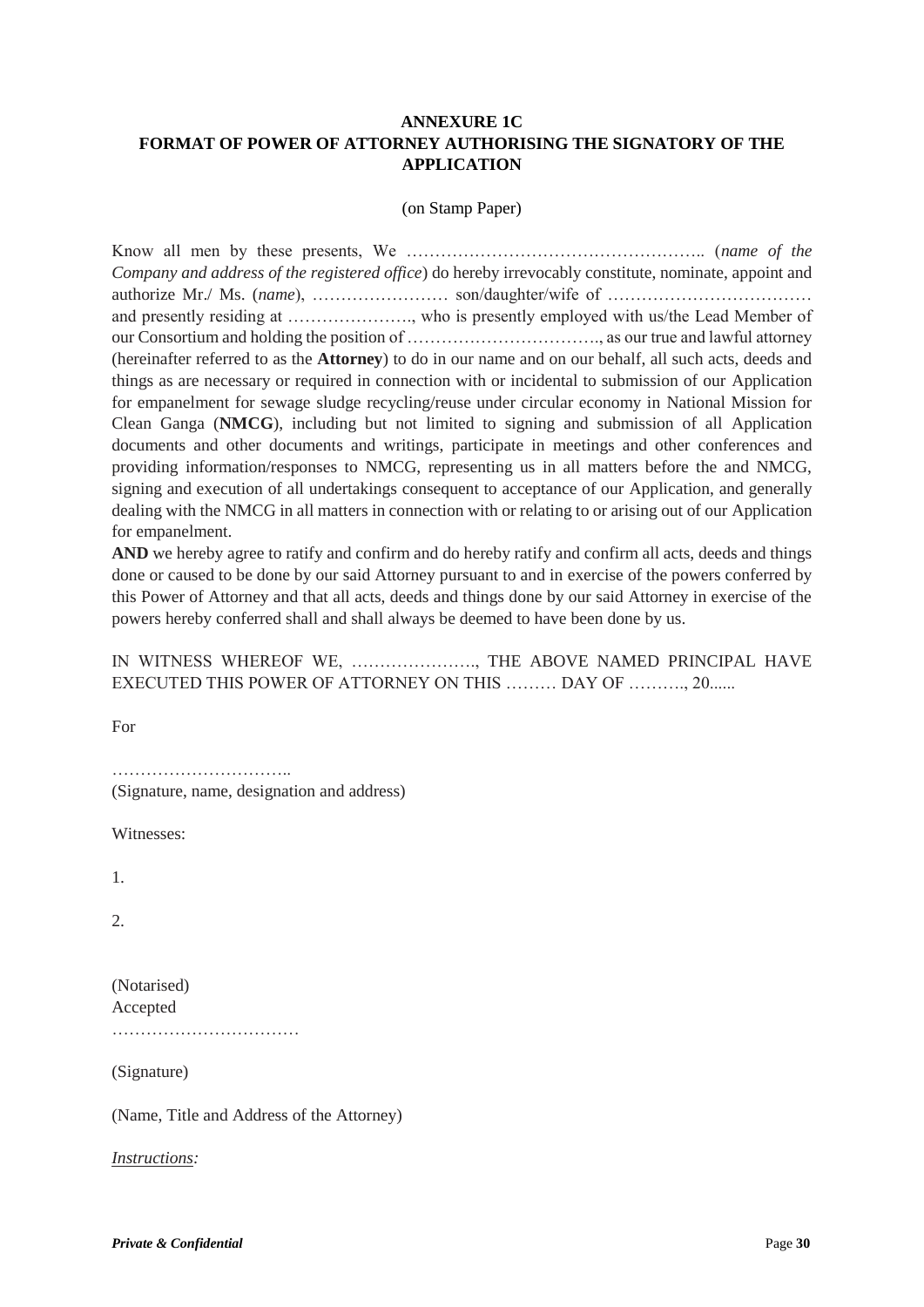**ANNEXURE 1C**
**FORMAT OF POWER OF ATTORNEY AUTHORISING THE SIGNATORY OF THE APPLICATION**

(on Stamp Paper)

Know all men by these presents, We …………………………………………….. (*name of the Company and address of the registered office*) do hereby irrevocably constitute, nominate, appoint and authorize Mr./ Ms. (*name*), …………………… son/daughter/wife of ……………………………… and presently residing at …………………., who is presently employed with us/the Lead Member of our Consortium and holding the position of ……………………………., as our true and lawful attorney (hereinafter referred to as the **Attorney**) to do in our name and on our behalf, all such acts, deeds and things as are necessary or required in connection with or incidental to submission of our Application for empanelment for sewage sludge recycling/reuse under circular economy in National Mission for Clean Ganga (**NMCG**), including but not limited to signing and submission of all Application documents and other documents and writings, participate in meetings and other conferences and providing information/responses to NMCG, representing us in all matters before the and NMCG, signing and execution of all undertakings consequent to acceptance of our Application, and generally dealing with the NMCG in all matters in connection with or relating to or arising out of our Application for empanelment.

**AND** we hereby agree to ratify and confirm and do hereby ratify and confirm all acts, deeds and things done or caused to be done by our said Attorney pursuant to and in exercise of the powers conferred by this Power of Attorney and that all acts, deeds and things done by our said Attorney in exercise of the powers hereby conferred shall and shall always be deemed to have been done by us.

IN WITNESS WHEREOF WE, …………………., THE ABOVE NAMED PRINCIPAL HAVE EXECUTED THIS POWER OF ATTORNEY ON THIS ……… DAY OF ………., 20......

For

…………………………..
(Signature, name, designation and address)

Witnesses:

1.

2.

(Notarised)
Accepted
……………………………

(Signature)

(Name, Title and Address of the Attorney)

*Instructions:*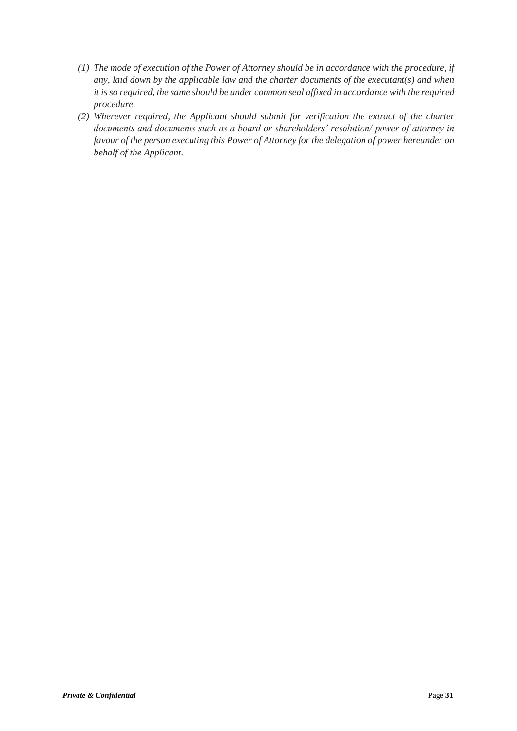1. *The mode of execution of the Power of Attorney should be in accordance with the procedure, if any, laid down by the applicable law and the charter documents of the executant(s) and when it is so required, the same should be under common seal affixed in accordance with the required procedure.*
2. *Wherever required, the Applicant should submit for verification the extract of the charter documents and documents such as a board or shareholders' resolution/ power of attorney in favour of the person executing this Power of Attorney for the delegation of power hereunder on behalf of the Applicant.*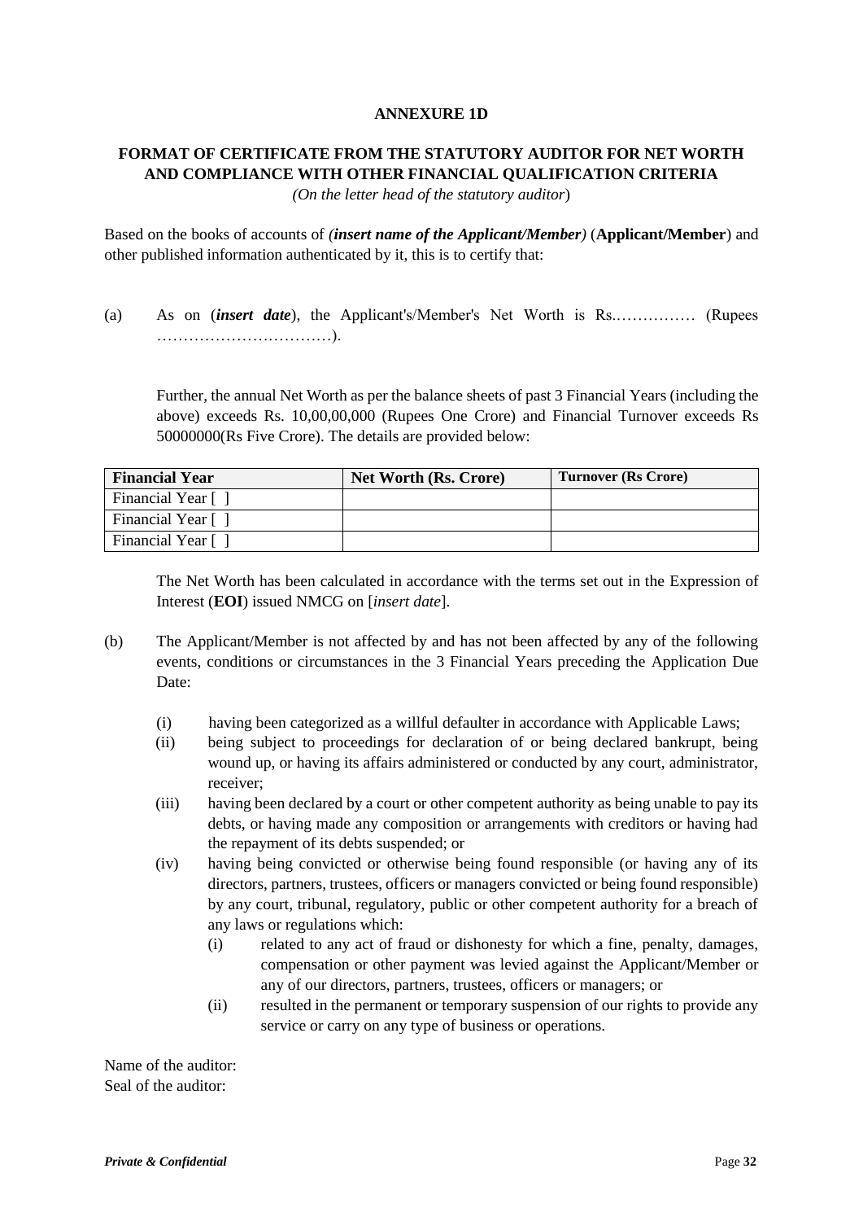**ANNEXURE 1D**

**FORMAT OF CERTIFICATE FROM THE STATUTORY AUDITOR FOR NET WORTH AND COMPLIANCE WITH OTHER FINANCIAL QUALIFICATION CRITERIA**

*(On the letter head of the statutory auditor*)

Based on the books of accounts of *(**insert name of the Applicant/Member**)* (**Applicant/Member**) and other published information authenticated by it, this is to certify that:

(a) As on (***insert date***), the Applicant's/Member's Net Worth is Rs.…………… (Rupees ……………………………).

Further, the annual Net Worth as per the balance sheets of past 3 Financial Years (including the above) exceeds Rs. 10,00,00,000 (Rupees One Crore) and Financial Turnover exceeds Rs 50000000(Rs Five Crore). The details are provided below:

| Financial Year | Net Worth (Rs. Crore) | Turnover (Rs Crore) |
|---|---|---|
| Financial Year [ ] | | |
| Financial Year [ ] | | |
| Financial Year [ ] | | |

The Net Worth has been calculated in accordance with the terms set out in the Expression of Interest (**EOI**) issued NMCG on [*insert date*].

(b) The Applicant/Member is not affected by and has not been affected by any of the following events, conditions or circumstances in the 3 Financial Years preceding the Application Due Date:

(i) having been categorized as a willful defaulter in accordance with Applicable Laws;

(ii) being subject to proceedings for declaration of or being declared bankrupt, being wound up, or having its affairs administered or conducted by any court, administrator, receiver;

(iii) having been declared by a court or other competent authority as being unable to pay its debts, or having made any composition or arrangements with creditors or having had the repayment of its debts suspended; or

(iv) having being convicted or otherwise being found responsible (or having any of its directors, partners, trustees, officers or managers convicted or being found responsible) by any court, tribunal, regulatory, public or other competent authority for a breach of any laws or regulations which:

(i) related to any act of fraud or dishonesty for which a fine, penalty, damages, compensation or other payment was levied against the Applicant/Member or any of our directors, partners, trustees, officers or managers; or

(ii) resulted in the permanent or temporary suspension of our rights to provide any service or carry on any type of business or operations.

Name of the auditor:
Seal of the auditor: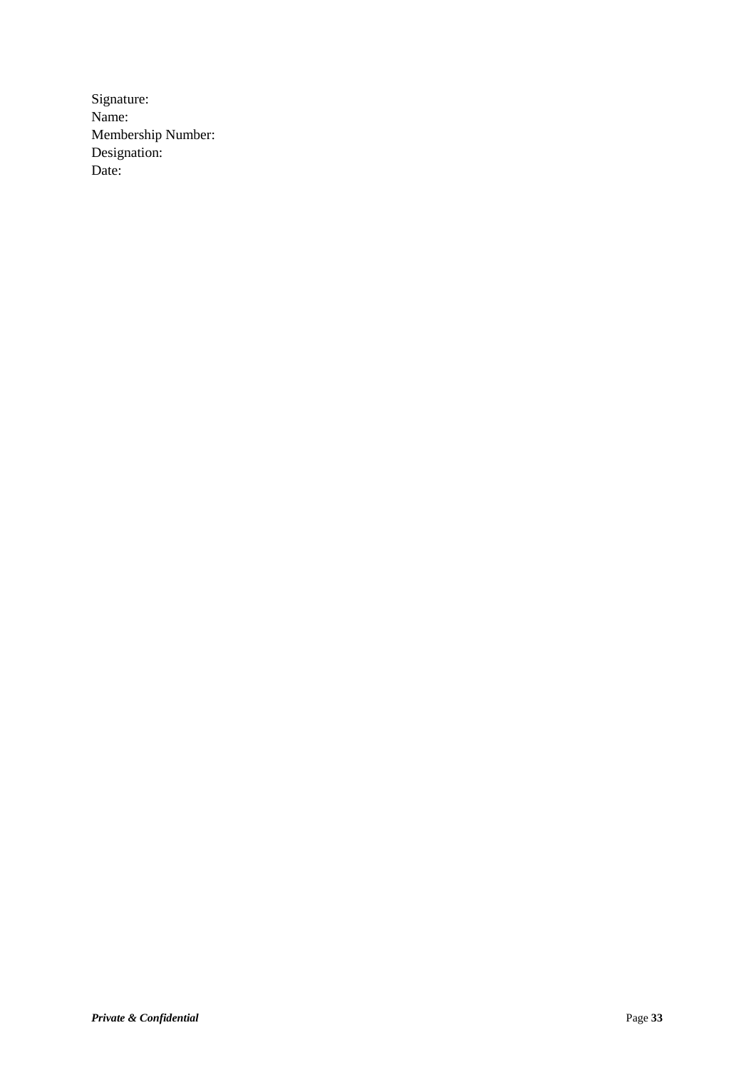Signature:
Name:
Membership Number:
Designation:
Date: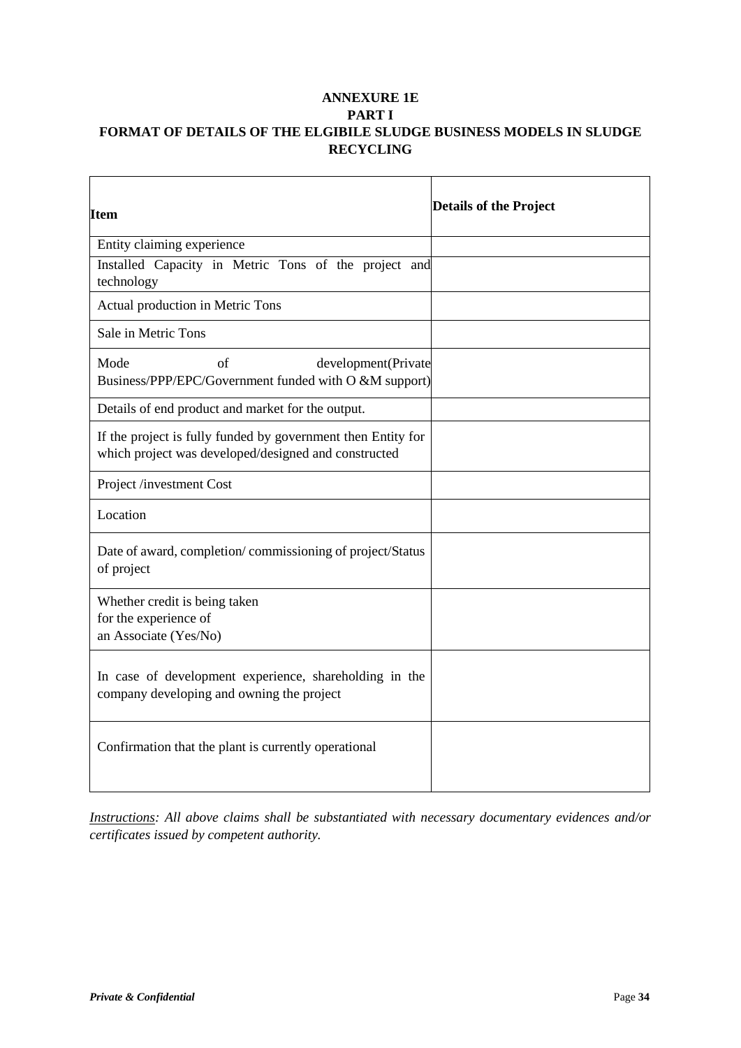# ANNEXURE 1E

## PART I

## FORMAT OF DETAILS OF THE ELGIBILE SLUDGE BUSINESS MODELS IN SLUDGE RECYCLING

| Item | Details of the Project |
|---|---|
| Entity claiming experience | |
| Installed Capacity in Metric Tons of the project and technology | |
| Actual production in Metric Tons | |
| Sale in Metric Tons | |
| Mode of development(Private Business/PPP/EPC/Government funded with O &M support) | |
| Details of end product and market for the output. | |
| If the project is fully funded by government then Entity for which project was developed/designed and constructed | |
| Project /investment Cost | |
| Location | |
| Date of award, completion/ commissioning of project/Status of project | |
| Whether credit is being taken for the experience of an Associate (Yes/No) | |
| In case of development experience, shareholding in the company developing and owning the project | |
| Confirmation that the plant is currently operational | |

*Instructions: All above claims shall be substantiated with necessary documentary evidences and/or certificates issued by competent authority.*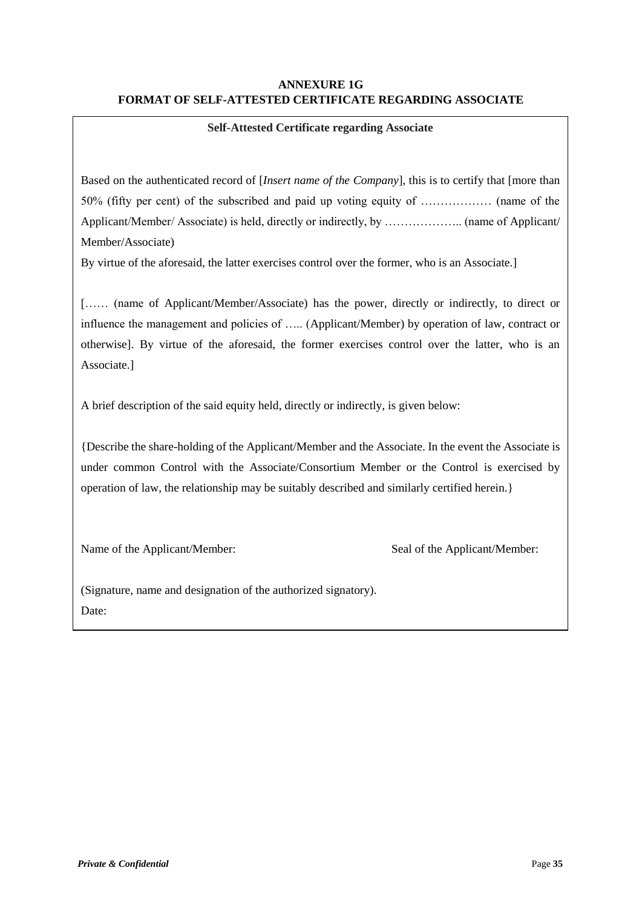**ANNEXURE 1G**
**FORMAT OF SELF-ATTESTED CERTIFICATE REGARDING ASSOCIATE**

**Self-Attested Certificate regarding Associate**

Based on the authenticated record of [*Insert name of the Company*], this is to certify that [more than 50% (fifty per cent) of the subscribed and paid up voting equity of ……………… (name of the Applicant/Member/ Associate) is held, directly or indirectly, by ……………….. (name of Applicant/ Member/Associate)

By virtue of the aforesaid, the latter exercises control over the former, who is an Associate.]

[…… (name of Applicant/Member/Associate) has the power, directly or indirectly, to direct or influence the management and policies of ….. (Applicant/Member) by operation of law, contract or otherwise]. By virtue of the aforesaid, the former exercises control over the latter, who is an Associate.]

A brief description of the said equity held, directly or indirectly, is given below:

{Describe the share-holding of the Applicant/Member and the Associate. In the event the Associate is under common Control with the Associate/Consortium Member or the Control is exercised by operation of law, the relationship may be suitably described and similarly certified herein.}

Name of the Applicant/Member: Seal of the Applicant/Member:

(Signature, name and designation of the authorized signatory).

Date: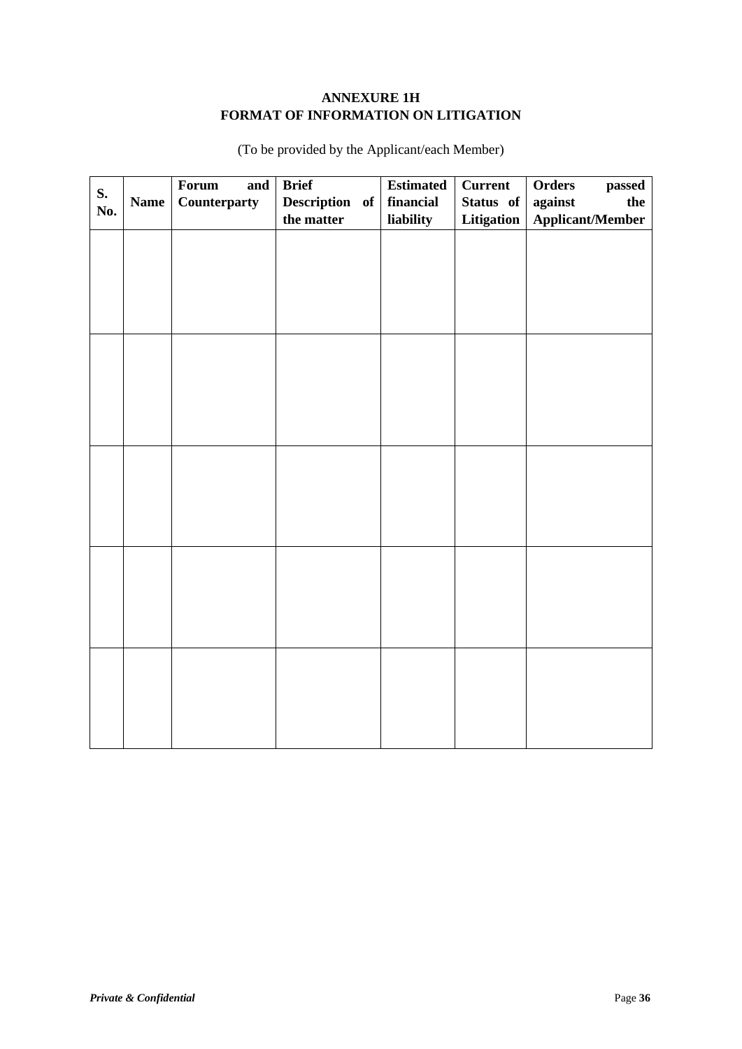**ANNEXURE 1H**
**FORMAT OF INFORMATION ON LITIGATION**

(To be provided by the Applicant/each Member)

| S. No. | Name | Forum and Counterparty | Brief Description of the matter | Estimated financial liability | Current Status of Litigation | Orders passed against the Applicant/Member |
|---|---|---|---|---|---|---|
| | | | | | | |
| | | | | | | |
| | | | | | | |
| | | | | | | |
| | | | | | | |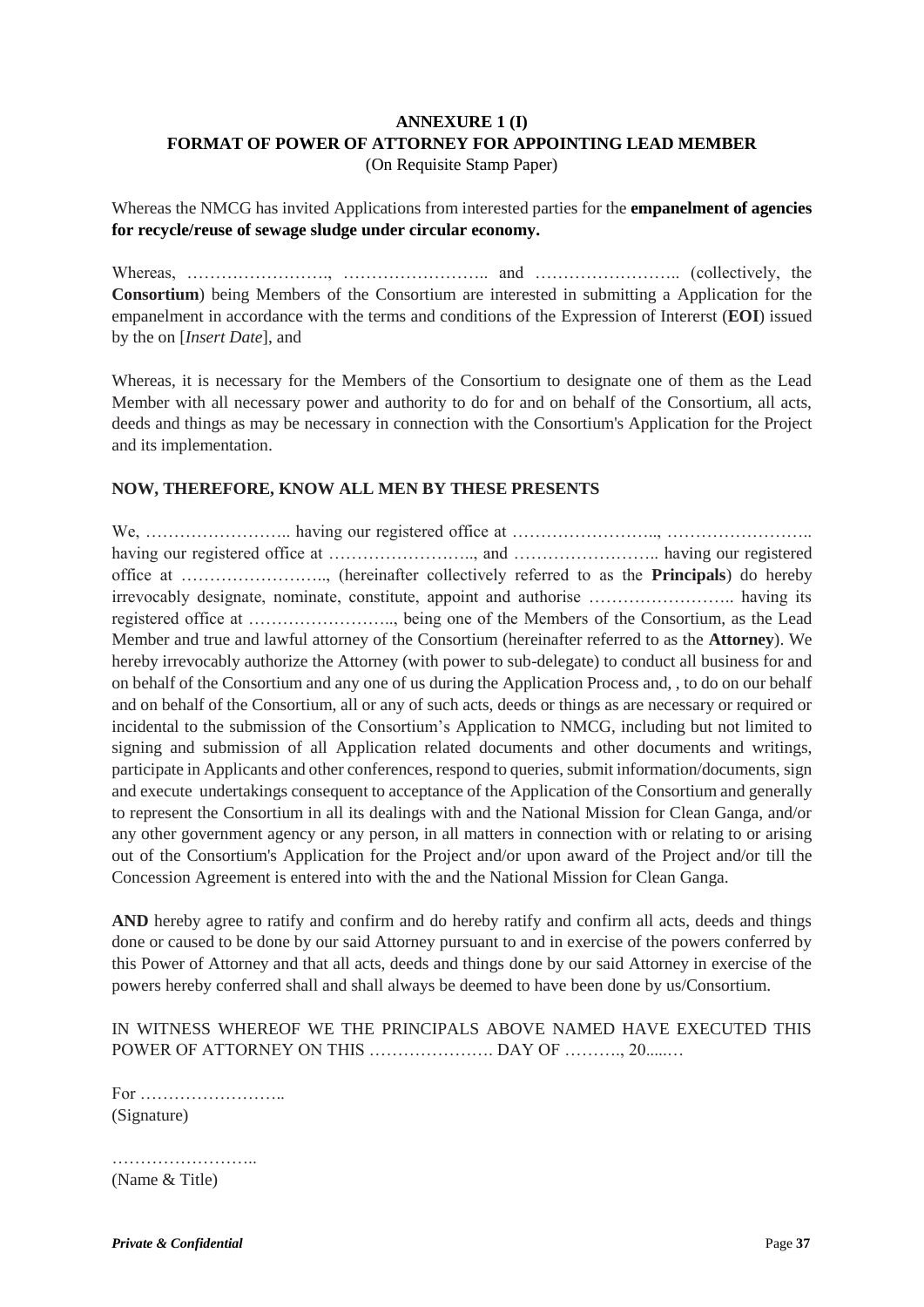**ANNEXURE 1 (I)**
**FORMAT OF POWER OF ATTORNEY FOR APPOINTING LEAD MEMBER**
(On Requisite Stamp Paper)

Whereas the NMCG has invited Applications from interested parties for the **empanelment of agencies for recycle/reuse of sewage sludge under circular economy.**

Whereas, ……………………., …………………….. and …………………….. (collectively, the **Consortium**) being Members of the Consortium are interested in submitting a Application for the empanelment in accordance with the terms and conditions of the Expression of Intererst (**EOI**) issued by the on [*Insert Date*], and

Whereas, it is necessary for the Members of the Consortium to designate one of them as the Lead Member with all necessary power and authority to do for and on behalf of the Consortium, all acts, deeds and things as may be necessary in connection with the Consortium's Application for the Project and its implementation.

**NOW, THEREFORE, KNOW ALL MEN BY THESE PRESENTS**

We, …………………….. having our registered office at …………………….., …………………….. having our registered office at …………………….., and …………………….. having our registered office at …………………….., (hereinafter collectively referred to as the **Principals**) do hereby irrevocably designate, nominate, constitute, appoint and authorise …………………….. having its registered office at …………………….., being one of the Members of the Consortium, as the Lead Member and true and lawful attorney of the Consortium (hereinafter referred to as the **Attorney**). We hereby irrevocably authorize the Attorney (with power to sub-delegate) to conduct all business for and on behalf of the Consortium and any one of us during the Application Process and, , to do on our behalf and on behalf of the Consortium, all or any of such acts, deeds or things as are necessary or required or incidental to the submission of the Consortium's Application to NMCG, including but not limited to signing and submission of all Application related documents and other documents and writings, participate in Applicants and other conferences, respond to queries, submit information/documents, sign and execute undertakings consequent to acceptance of the Application of the Consortium and generally to represent the Consortium in all its dealings with and the National Mission for Clean Ganga, and/or any other government agency or any person, in all matters in connection with or relating to or arising out of the Consortium's Application for the Project and/or upon award of the Project and/or till the Concession Agreement is entered into with the and the National Mission for Clean Ganga.

**AND** hereby agree to ratify and confirm and do hereby ratify and confirm all acts, deeds and things done or caused to be done by our said Attorney pursuant to and in exercise of the powers conferred by this Power of Attorney and that all acts, deeds and things done by our said Attorney in exercise of the powers hereby conferred shall and shall always be deemed to have been done by us/Consortium.

IN WITNESS WHEREOF WE THE PRINCIPALS ABOVE NAMED HAVE EXECUTED THIS POWER OF ATTORNEY ON THIS …………………. DAY OF ………., 20.....…

For ……………………..
(Signature)

……………………..
(Name & Title)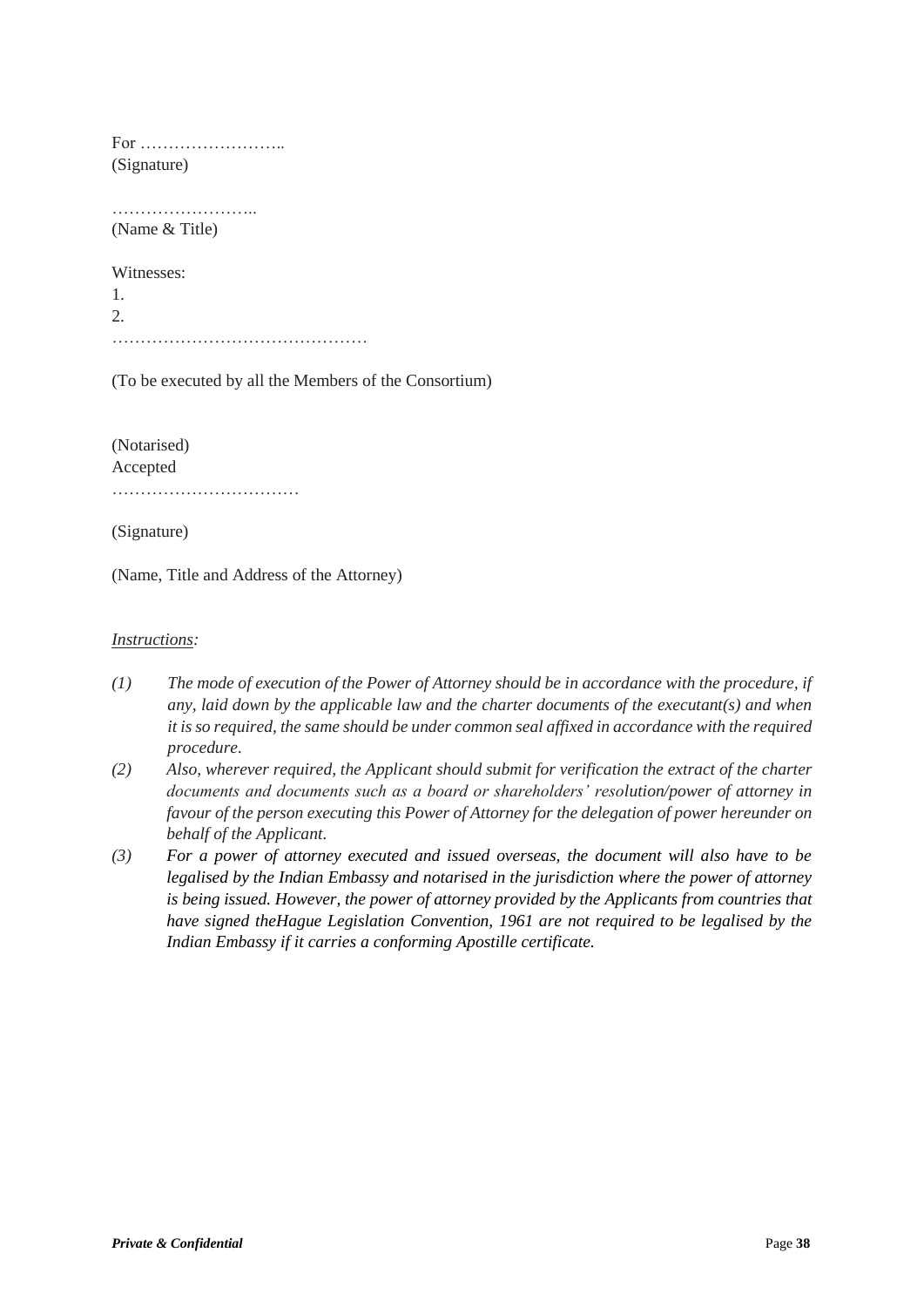For ……………………..
(Signature)

……………………..
(Name & Title)

Witnesses:
1.
2.
………………………………………

(To be executed by all the Members of the Consortium)

(Notarised)
Accepted
……………………………

(Signature)

(Name, Title and Address of the Attorney)

*Instructions:*

*(1) The mode of execution of the Power of Attorney should be in accordance with the procedure, if any, laid down by the applicable law and the charter documents of the executant(s) and when it is so required, the same should be under common seal affixed in accordance with the required procedure.*

*(2) Also, wherever required, the Applicant should submit for verification the extract of the charter documents and documents such as a board or shareholders' resolution/power of attorney in favour of the person executing this Power of Attorney for the delegation of power hereunder on behalf of the Applicant.*

*(3) For a power of attorney executed and issued overseas, the document will also have to be legalised by the Indian Embassy and notarised in the jurisdiction where the power of attorney is being issued. However, the power of attorney provided by the Applicants from countries that have signed theHague Legislation Convention, 1961 are not required to be legalised by the Indian Embassy if it carries a conforming Apostille certificate.*